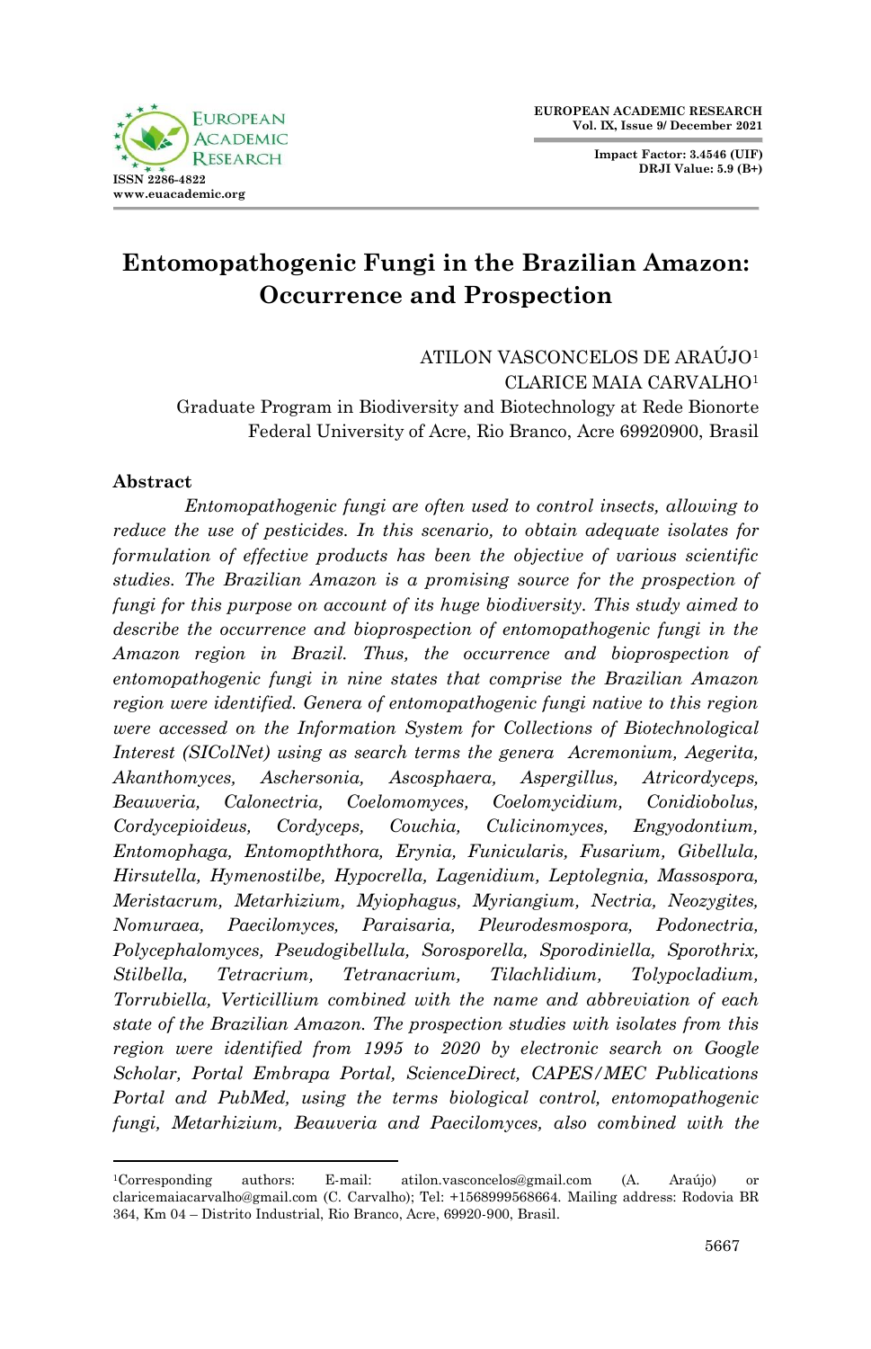# Entomopathogenic Fungi in the Brazilian Amazon: Occurrence and Prospection

ATILON VASCONCELOS DE ARAÚJO[1]
CLARICE MAIA CARVALHO[1]
Graduate Program in Biodiversity and Biotechnology at Rede Bionorte
Federal University of Acre, Rio Branco, Acre 69920900, Brasil

## Abstract

*Entomopathogenic fungi are often used to control insects, allowing to reduce the use of pesticides. In this scenario, to obtain adequate isolates for formulation of effective products has been the objective of various scientific studies. The Brazilian Amazon is a promising source for the prospection of fungi for this purpose on account of its huge biodiversity. This study aimed to describe the occurrence and bioprospection of entomopathogenic fungi in the Amazon region in Brazil. Thus, the occurrence and bioprospection of entomopathogenic fungi in nine states that comprise the Brazilian Amazon region were identified. Genera of entomopathogenic fungi native to this region were accessed on the Information System for Collections of Biotechnological Interest (SIColNet) using as search terms the genera Acremonium, Aegerita, Akanthomyces, Aschersonia, Ascosphaera, Aspergillus, Atricordyceps, Beauveria, Calonectria, Coelomomyces, Coelomycidium, Conidiobolus, Cordycepioideus, Cordyceps, Couchia, Culicinomyces, Engyodontium, Entomophaga, Entomopththora, Erynia, Funicularis, Fusarium, Gibellula, Hirsutella, Hymenostilbe, Hypocrella, Lagenidium, Leptolegnia, Massospora, Meristacrum, Metarhizium, Myiophagus, Myriangium, Nectria, Neozygites, Nomuraea, Paecilomyces, Paraisaria, Pleurodesmospora, Podonectria, Polycephalomyces, Pseudogibellula, Sorosporella, Sporodiniella, Sporothrix, Stilbella, Tetracrium, Tetranacrium, Tilachlidium, Tolypocladium, Torrubiella, Verticillium combined with the name and abbreviation of each state of the Brazilian Amazon. The prospection studies with isolates from this region were identified from 1995 to 2020 by electronic search on Google Scholar, Portal Embrapa Portal, ScienceDirect, CAPES/MEC Publications Portal and PubMed, using the terms biological control, entomopathogenic fungi, Metarhizium, Beauveria and Paecilomyces, also combined with the*

---

[1]Corresponding authors: E-mail: atilon.vasconcelos@gmail.com (A. Araújo) or claricemaiacarvalho@gmail.com (C. Carvalho); Tel: +1568999568664. Mailing address: Rodovia BR 364, Km 04 – Distrito Industrial, Rio Branco, Acre, 69920-900, Brasil.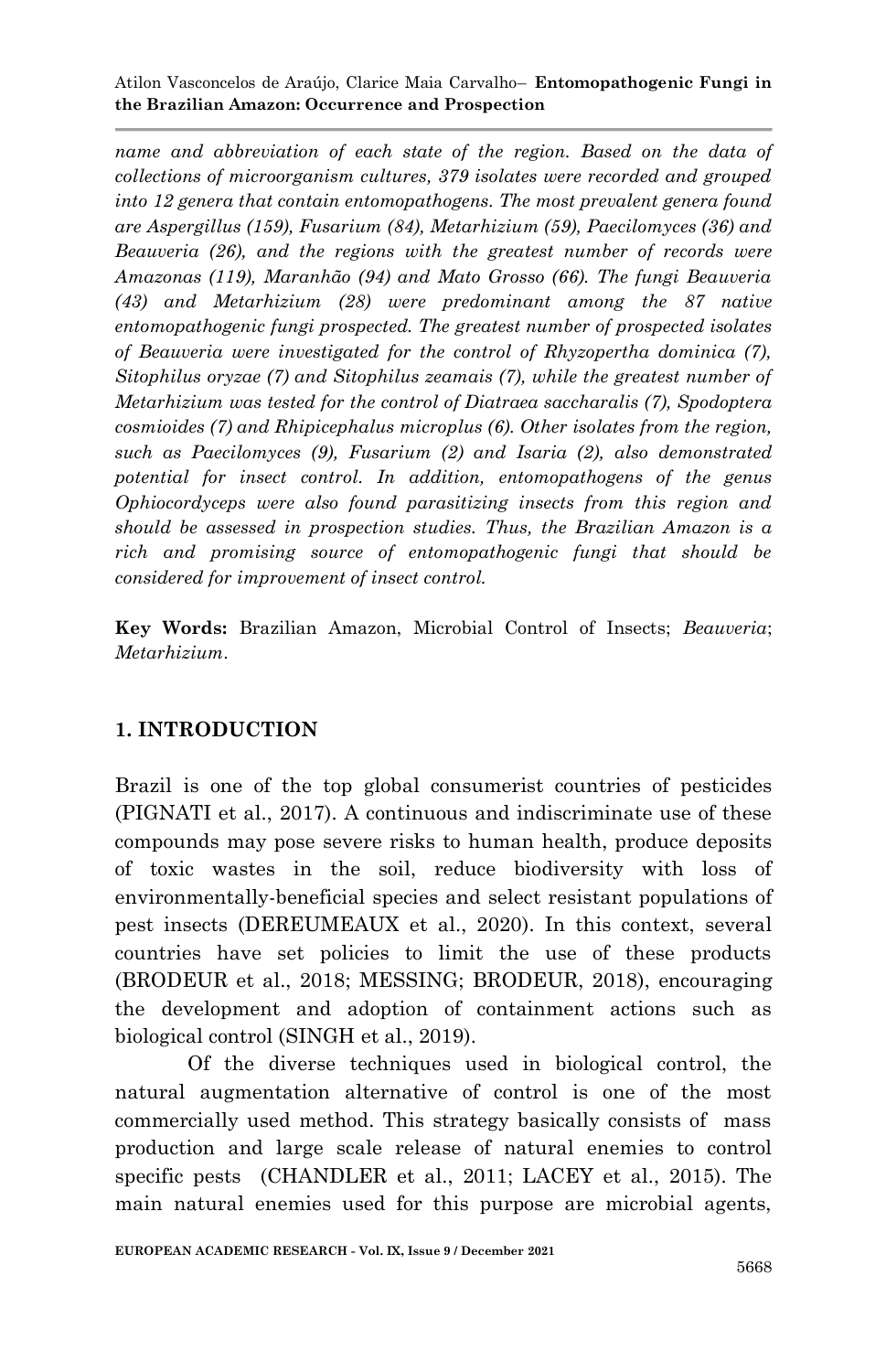*name and abbreviation of each state of the region. Based on the data of collections of microorganism cultures, 379 isolates were recorded and grouped into 12 genera that contain entomopathogens. The most prevalent genera found are Aspergillus (159), Fusarium (84), Metarhizium (59), Paecilomyces (36) and Beauveria (26), and the regions with the greatest number of records were Amazonas (119), Maranhão (94) and Mato Grosso (66). The fungi Beauveria (43) and Metarhizium (28) were predominant among the 87 native entomopathogenic fungi prospected. The greatest number of prospected isolates of Beauveria were investigated for the control of Rhyzopertha dominica (7), Sitophilus oryzae (7) and Sitophilus zeamais (7), while the greatest number of Metarhizium was tested for the control of Diatraea saccharalis (7), Spodoptera cosmioides (7) and Rhipicephalus microplus (6). Other isolates from the region, such as Paecilomyces (9), Fusarium (2) and Isaria (2), also demonstrated potential for insect control. In addition, entomopathogens of the genus Ophiocordyceps were also found parasitizing insects from this region and should be assessed in prospection studies. Thus, the Brazilian Amazon is a rich and promising source of entomopathogenic fungi that should be considered for improvement of insect control.*

**Key Words:** Brazilian Amazon, Microbial Control of Insects; *Beauveria*; *Metarhizium*.

## 1. INTRODUCTION

Brazil is one of the top global consumerist countries of pesticides (PIGNATI et al., 2017). A continuous and indiscriminate use of these compounds may pose severe risks to human health, produce deposits of toxic wastes in the soil, reduce biodiversity with loss of environmentally-beneficial species and select resistant populations of pest insects (DEREUMEAUX et al., 2020). In this context, several countries have set policies to limit the use of these products (BRODEUR et al., 2018; MESSING; BRODEUR, 2018), encouraging the development and adoption of containment actions such as biological control (SINGH et al., 2019).

Of the diverse techniques used in biological control, the natural augmentation alternative of control is one of the most commercially used method. This strategy basically consists of mass production and large scale release of natural enemies to control specific pests (CHANDLER et al., 2011; LACEY et al., 2015). The main natural enemies used for this purpose are microbial agents,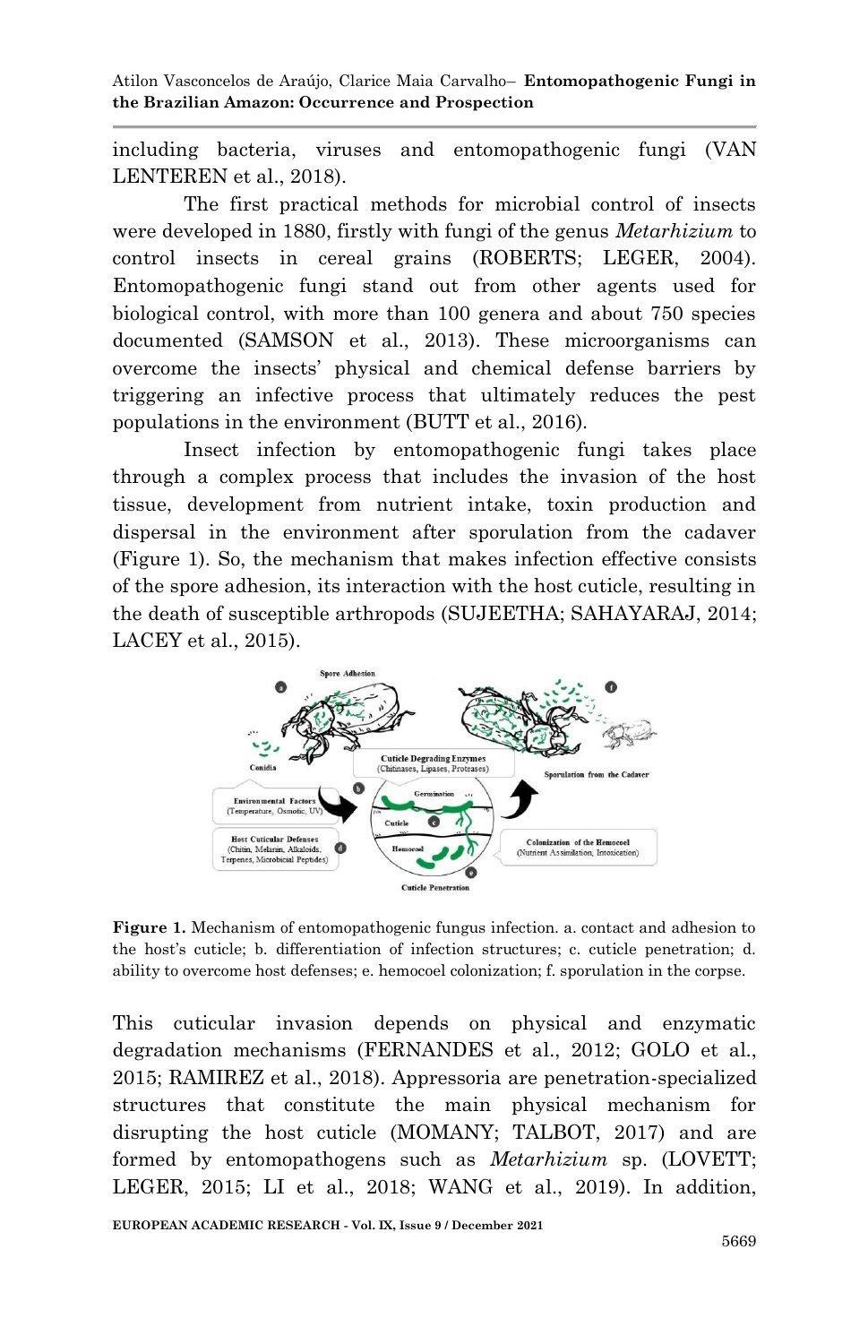including bacteria, viruses and entomopathogenic fungi (VAN LENTEREN et al., 2018).

The first practical methods for microbial control of insects were developed in 1880, firstly with fungi of the genus *Metarhizium* to control insects in cereal grains (ROBERTS; LEGER, 2004). Entomopathogenic fungi stand out from other agents used for biological control, with more than 100 genera and about 750 species documented (SAMSON et al., 2013). These microorganisms can overcome the insects' physical and chemical defense barriers by triggering an infective process that ultimately reduces the pest populations in the environment (BUTT et al., 2016).

Insect infection by entomopathogenic fungi takes place through a complex process that includes the invasion of the host tissue, development from nutrient intake, toxin production and dispersal in the environment after sporulation from the cadaver (Figure 1). So, the mechanism that makes infection effective consists of the spore adhesion, its interaction with the host cuticle, resulting in the death of susceptible arthropods (SUJEETHA; SAHAYARAJ, 2014; LACEY et al., 2015).

**Figure 1.** Mechanism of entomopathogenic fungus infection. a. contact and adhesion to the host's cuticle; b. differentiation of infection structures; c. cuticle penetration; d. ability to overcome host defenses; e. hemocoel colonization; f. sporulation in the corpse.

This cuticular invasion depends on physical and enzymatic degradation mechanisms (FERNANDES et al., 2012; GOLO et al., 2015; RAMIREZ et al., 2018). Appressoria are penetration-specialized structures that constitute the main physical mechanism for disrupting the host cuticle (MOMANY; TALBOT, 2017) and are formed by entomopathogens such as *Metarhizium* sp. (LOVETT; LEGER, 2015; LI et al., 2018; WANG et al., 2019). In addition,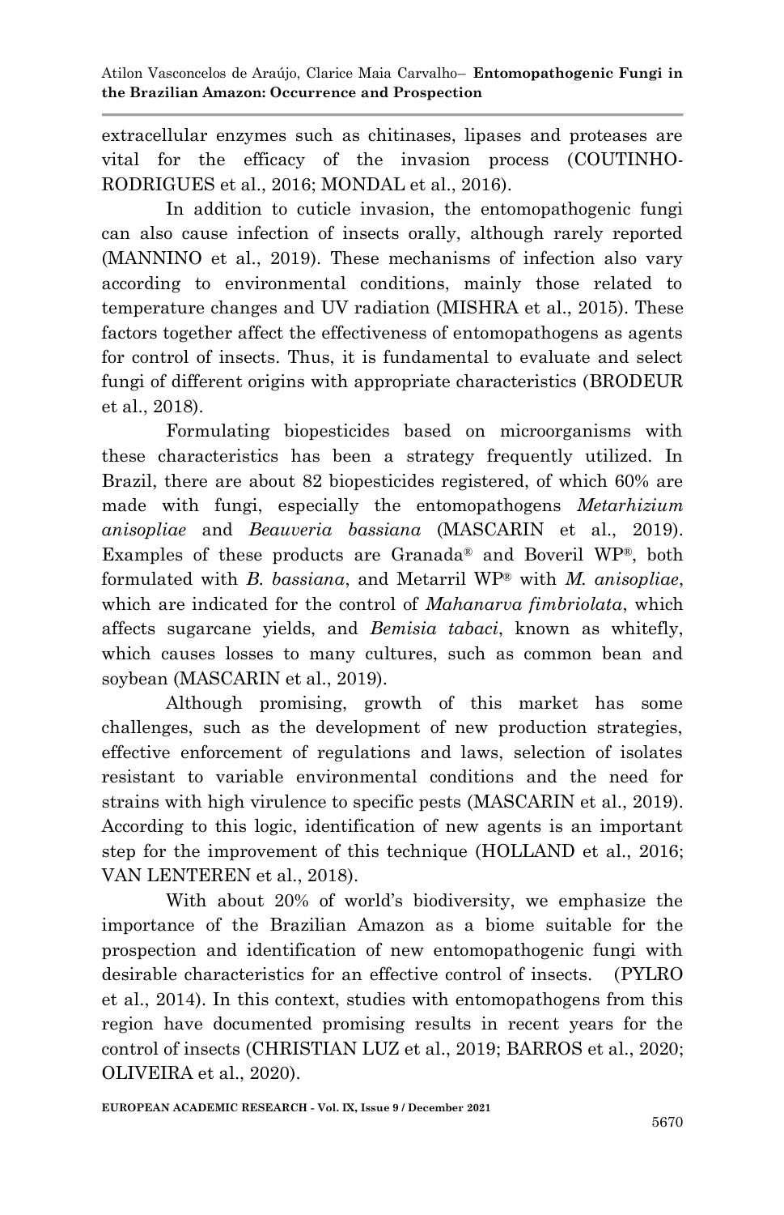extracellular enzymes such as chitinases, lipases and proteases are vital for the efficacy of the invasion process (COUTINHO-RODRIGUES et al., 2016; MONDAL et al., 2016).

In addition to cuticle invasion, the entomopathogenic fungi can also cause infection of insects orally, although rarely reported (MANNINO et al., 2019). These mechanisms of infection also vary according to environmental conditions, mainly those related to temperature changes and UV radiation (MISHRA et al., 2015). These factors together affect the effectiveness of entomopathogens as agents for control of insects. Thus, it is fundamental to evaluate and select fungi of different origins with appropriate characteristics (BRODEUR et al., 2018).

Formulating biopesticides based on microorganisms with these characteristics has been a strategy frequently utilized. In Brazil, there are about 82 biopesticides registered, of which 60% are made with fungi, especially the entomopathogens *Metarhizium anisopliae* and *Beauveria bassiana* (MASCARIN et al., 2019). Examples of these products are Granada® and Boveril WP®, both formulated with *B. bassiana*, and Metarril WP® with *M. anisopliae*, which are indicated for the control of *Mahanarva fimbriolata*, which affects sugarcane yields, and *Bemisia tabaci*, known as whitefly, which causes losses to many cultures, such as common bean and soybean (MASCARIN et al., 2019).

Although promising, growth of this market has some challenges, such as the development of new production strategies, effective enforcement of regulations and laws, selection of isolates resistant to variable environmental conditions and the need for strains with high virulence to specific pests (MASCARIN et al., 2019). According to this logic, identification of new agents is an important step for the improvement of this technique (HOLLAND et al., 2016; VAN LENTEREN et al., 2018).

With about 20% of world's biodiversity, we emphasize the importance of the Brazilian Amazon as a biome suitable for the prospection and identification of new entomopathogenic fungi with desirable characteristics for an effective control of insects. (PYLRO et al., 2014). In this context, studies with entomopathogens from this region have documented promising results in recent years for the control of insects (CHRISTIAN LUZ et al., 2019; BARROS et al., 2020; OLIVEIRA et al., 2020).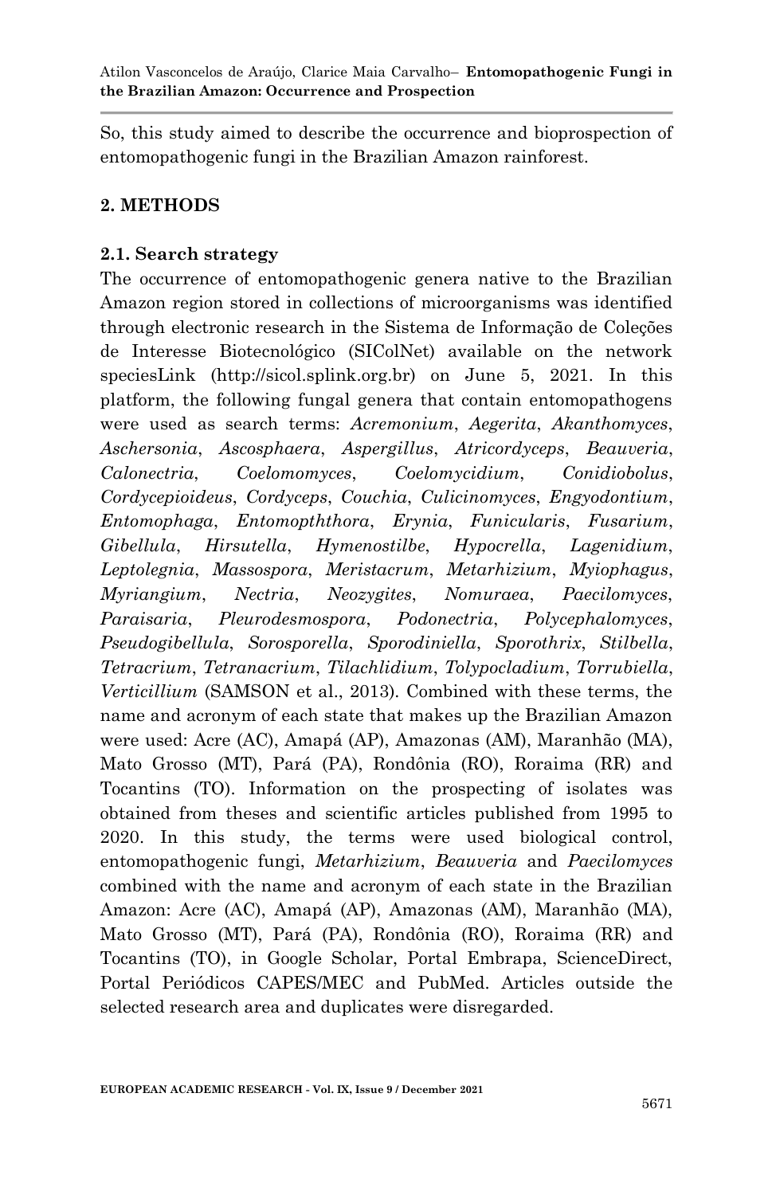So, this study aimed to describe the occurrence and bioprospection of entomopathogenic fungi in the Brazilian Amazon rainforest.

## 2. METHODS

### 2.1. Search strategy

The occurrence of entomopathogenic genera native to the Brazilian Amazon region stored in collections of microorganisms was identified through electronic research in the Sistema de Informação de Coleções de Interesse Biotecnológico (SIColNet) available on the network speciesLink (http://sicol.splink.org.br) on June 5, 2021. In this platform, the following fungal genera that contain entomopathogens were used as search terms: *Acremonium*, *Aegerita*, *Akanthomyces*, *Aschersonia*, *Ascosphaera*, *Aspergillus*, *Atricordyceps*, *Beauveria*, *Calonectria*, *Coelomomyces*, *Coelomycidium*, *Conidiobolus*, *Cordycepioideus*, *Cordyceps*, *Couchia*, *Culicinomyces*, *Engyodontium*, *Entomophaga*, *Entomopththora*, *Erynia*, *Funicularis*, *Fusarium*, *Gibellula*, *Hirsutella*, *Hymenostilbe*, *Hypocrella*, *Lagenidium*, *Leptolegnia*, *Massospora*, *Meristacrum*, *Metarhizium*, *Myiophagus*, *Myriangium*, *Nectria*, *Neozygites*, *Nomuraea*, *Paecilomyces*, *Paraisaria*, *Pleurodesmospora*, *Podonectria*, *Polycephalomyces*, *Pseudogibellula*, *Sorosporella*, *Sporodiniella*, *Sporothrix*, *Stilbella*, *Tetracrium*, *Tetranacrium*, *Tilachlidium*, *Tolypocladium*, *Torrubiella*, *Verticillium* (SAMSON et al., 2013). Combined with these terms, the name and acronym of each state that makes up the Brazilian Amazon were used: Acre (AC), Amapá (AP), Amazonas (AM), Maranhão (MA), Mato Grosso (MT), Pará (PA), Rondônia (RO), Roraima (RR) and Tocantins (TO). Information on the prospecting of isolates was obtained from theses and scientific articles published from 1995 to 2020. In this study, the terms were used biological control, entomopathogenic fungi, *Metarhizium*, *Beauveria* and *Paecilomyces* combined with the name and acronym of each state in the Brazilian Amazon: Acre (AC), Amapá (AP), Amazonas (AM), Maranhão (MA), Mato Grosso (MT), Pará (PA), Rondônia (RO), Roraima (RR) and Tocantins (TO), in Google Scholar, Portal Embrapa, ScienceDirect, Portal Periódicos CAPES/MEC and PubMed. Articles outside the selected research area and duplicates were disregarded.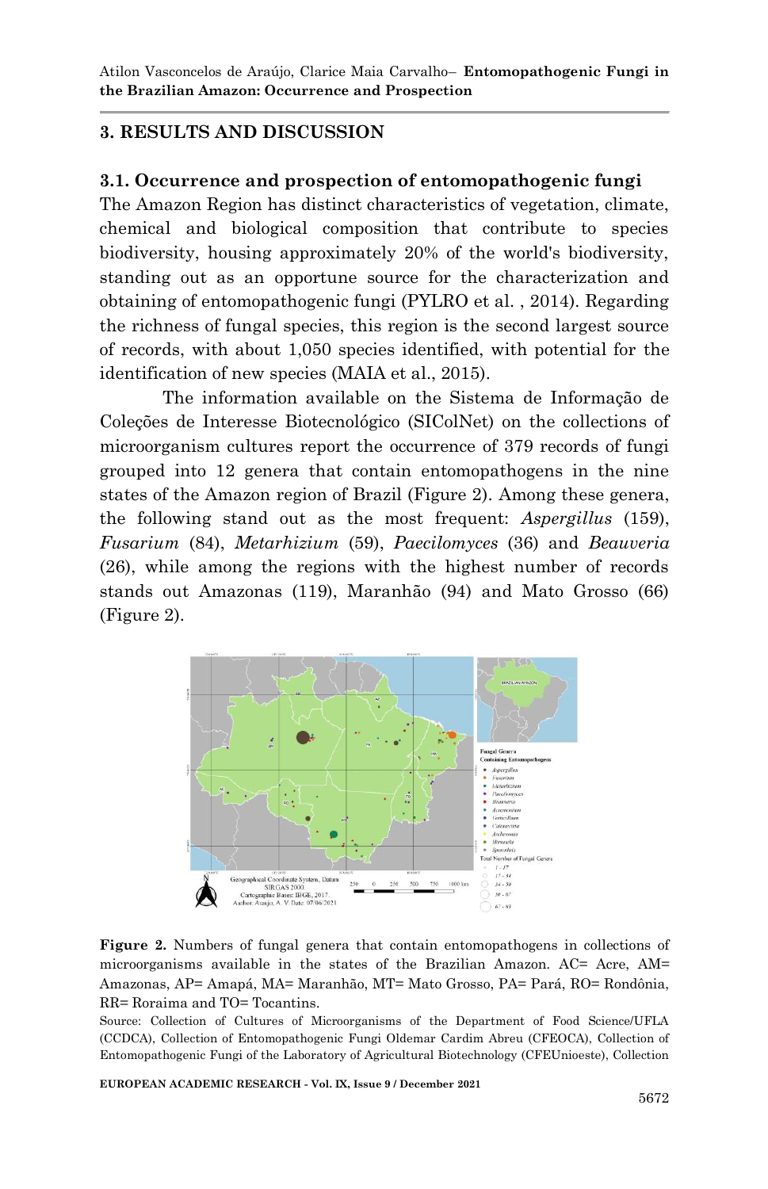## 3. RESULTS AND DISCUSSION

### 3.1. Occurrence and prospection of entomopathogenic fungi

The Amazon Region has distinct characteristics of vegetation, climate, chemical and biological composition that contribute to species biodiversity, housing approximately 20% of the world's biodiversity, standing out as an opportune source for the characterization and obtaining of entomopathogenic fungi (PYLRO et al. , 2014). Regarding the richness of fungal species, this region is the second largest source of records, with about 1,050 species identified, with potential for the identification of new species (MAIA et al., 2015).

The information available on the Sistema de Informação de Coleções de Interesse Biotecnológico (SIColNet) on the collections of microorganism cultures report the occurrence of 379 records of fungi grouped into 12 genera that contain entomopathogens in the nine states of the Amazon region of Brazil (Figure 2). Among these genera, the following stand out as the most frequent: *Aspergillus* (159), *Fusarium* (84), *Metarhizium* (59), *Paecilomyces* (36) and *Beauveria* (26), while among the regions with the highest number of records stands out Amazonas (119), Maranhão (94) and Mato Grosso (66) (Figure 2).

**Figure 2.** Numbers of fungal genera that contain entomopathogens in collections of microorganisms available in the states of the Brazilian Amazon. AC= Acre, AM= Amazonas, AP= Amapá, MA= Maranhão, MT= Mato Grosso, PA= Pará, RO= Rondônia, RR= Roraima and TO= Tocantins.

Source: Collection of Cultures of Microorganisms of the Department of Food Science/UFLA (CCDCA), Collection of Entomopathogenic Fungi Oldemar Cardim Abreu (CFEOCA), Collection of Entomopathogenic Fungi of the Laboratory of Agricultural Biotechnology (CFEUnioeste), Collection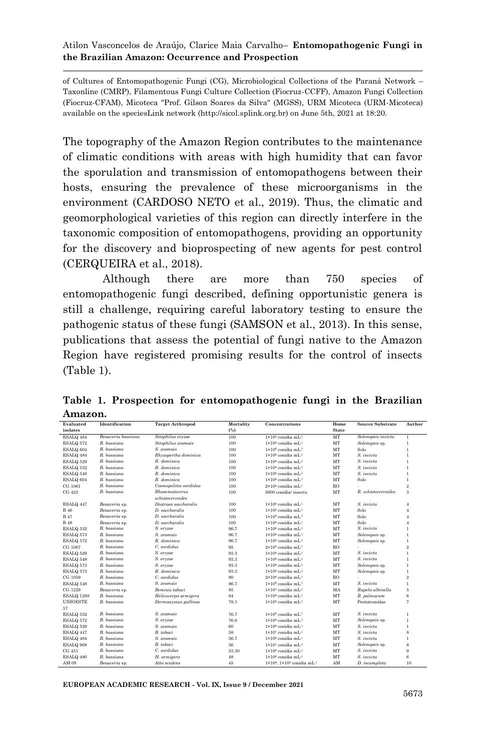of Cultures of Entomopathogenic Fungi (CG), Microbiological Collections of the Paraná Network – Taxonline (CMRP), Filamentous Fungi Culture Collection (Fiocruz-CCFF), Amazon Fungi Collection (Fiocruz-CFAM), Micoteca "Prof. Gilson Soares da Silva" (MGSS), URM Micoteca (URM-Micoteca) available on the speciesLink network (http://sicol.splink.org.br) on June 5th, 2021 at 18:20.

The topography of the Amazon Region contributes to the maintenance of climatic conditions with areas with high humidity that can favor the sporulation and transmission of entomopathogens between their hosts, ensuring the prevalence of these microorganisms in the environment (CARDOSO NETO et al., 2019). Thus, the climatic and geomorphological varieties of this region can directly interfere in the taxonomic composition of entomopathogens, providing an opportunity for the discovery and bioprospecting of new agents for pest control (CERQUEIRA et al., 2018).

Although there are more than 750 species of entomopathogenic fungi described, defining opportunistic genera is still a challenge, requiring careful laboratory testing to ensure the pathogenic status of these fungi (SAMSON et al., 2013). In this sense, publications that assess the potential of fungi native to the Amazon Region have registered promising results for the control of insects (Table 1).

**Table 1. Prospection for entomopathogenic fungi in the Brazilian Amazon.**

| Evaluated isolates | Identification | Target Arthropod | Mortality (%) | Concentrations | Home State | Source Substrate | Author |
|---|---|---|---|---|---|---|---|
| ESALQ 484 | *Beauveria bassiana* | *Sitophilus oryzae* | 100 | $1\times10^{9}$ conidia $mL^{-1}$ | MT | *Solenopsis invicta* | 1 |
| ESALQ 572 | *B. bassiana* | *Sitophilus zeamais* | 100 | $1\times10^{9}$ conidia $mL^{-1}$ | MT | *Solenopsis* sp. | 1 |
| ESALQ 604 | *B. bassiana* | *S. zeamais* | 100 | $1\times10^{9}$ conidia $mL^{-1}$ | MT | Solo | 1 |
| ESALQ 484 | *B. bassiana* | *Rhyzopertha dominica* | 100 | $1\times10^{9}$ conidia $mL^{-1}$ | MT | *S. invicta* | 1 |
| ESALQ 529 | *B. bassiana* | *R. dominica* | 100 | $1\times10^{9}$ conidia $mL^{-1}$ | MT | *S. invicta* | 1 |
| ESALQ 532 | *B. bassiana* | *R. dominica* | 100 | $1\times10^{9}$ conidia $mL^{-1}$ | MT | *S. invicta* | 1 |
| ESALQ 548 | *B. bassiana* | *R. dominica* | 100 | $1\times10^{9}$ conidia $mL^{-1}$ | MT | *S. invicta* | 1 |
| ESALQ 604 | *B. bassiana* | *R. dominica* | 100 | $1\times10^{9}$ conidia $mL^{-1}$ | MT | Solo | 1 |
| CG 1061 | *B. bassiana* | *Cosmopolites sordidus* | 100 | $2\times10^{8}$ conidia $mL^{-1}$ | RO | - | 2 |
| CG 425 | *B. bassiana* | *Rhammatocerus schistocercoides* | 100 | 5000 conidia/ insects | MT | *R. schistocercoides* | 3 |
| ESALQ 447 | *Beauveria* sp. | *Diatraea saccharalis* | 100 | $1\times10^{8}$ conidia $mL^{-1}$ | MT | *S. invicta* | 4 |
| B 46 | *Beauveria* sp. | *D. saccharalis* | 100 | $1\times10^{8}$ conidia $mL^{-1}$ | MT | Solo | 4 |
| B 47 | *Beauveria* sp. | *D. saccharalis* | 100 | $1\times10^{8}$ conidia $mL^{-1}$ | MT | Solo | 4 |
| B 48 | *Beauveria* sp. | *D. saccharalis* | 100 | $1\times10^{8}$ conidia $mL^{-1}$ | MT | Solo | 4 |
| ESALQ 532 | *B. bassiana* | *S. oryzae* | 96.7 | $1\times10^{9}$ conidia $mL^{-1}$ | MT | *S. invicta* | 1 |
| ESALQ 573 | *B. bassiana* | *S. zeamais* | 96.7 | $1\times10^{9}$ conidia $mL^{-1}$ | MT | *Solenopsis* sp. | 1 |
| ESALQ 572 | *B. bassiana* | *R. dominica* | 96.7 | $1\times10^{9}$ conidia $mL^{-1}$ | MT | *Solenopsis* sp. | 1 |
| CG 1067 | *B. bassiana* | *C. sordidus* | 95 | $2\times10^{8}$ conidia $mL^{-1}$ | RO | - | 2 |
| ESALQ 529 | *B. bassiana* | *S. oryzae* | 93.3 | $1\times10^{9}$ conidia $mL^{-1}$ | MT | *S. invicta* | 1 |
| ESALQ 548 | *B. bassiana* | *S. oryzae* | 93.3 | $1\times10^{9}$ conidia $mL^{-1}$ | MT | *S. invicta* | 1 |
| ESALQ 573 | *B. bassiana* | *S. oryzae* | 93.3 | $1\times10^{9}$ conidia $mL^{-1}$ | MT | *Solenopsis* sp. | 1 |
| ESALQ 573 | *B. bassiana* | *R. dominica* | 93.3 | $1\times10^{9}$ conidia $mL^{-1}$ | MT | *Solenopsis* sp. | 1 |
| CG 1059 | *B. bassiana* | *C. sordidus* | 90 | $2\times10^{8}$ conidia $mL^{-1}$ | RO | - | 2 |
| ESALQ 548 | *B. bassiana* | *S. zeamais* | 86.7 | $1\times10^{9}$ conidia $mL^{-1}$ | MT | *S. invicta* | 1 |
| CG 1229 | *Beauveria* sp. | *Bemisia tabaci* | 85 | $1\times10^{7}$ conidia $mL^{-1}$ | MA | *Rupela albinella* | 5 |
| ESALQ 1288 | *B. bassiana* | *Helicoverpa armigera* | 84 | $1\times10^{8}$ conidia $mL^{-1}$ | MT | *R. palmarum* | 6 |
| UNIOESTE 57 | *B. bassiana* | *Dermanyssus gallinae* | 78.1 | $1\times10^{8}$ conidia $mL^{-1}$ | MT | Pentatomidae | 7 |
| ESALQ 532 | *B. bassiana* | *S. zeamais* | 76.7 | $1\times10^{9}$ conidia $mL^{-1}$ | MT | *S. invicta* | 1 |
| ESALQ 572 | *B. bassiana* | *S. oryzae* | 76.6 | $1\times10^{9}$ conidia $mL^{-1}$ | MT | *Solenopsis* sp. | 1 |
| ESALQ 529 | *B. bassiana* | *S. zeamais* | 60 | $1\times10^{9}$ conidia $mL^{-1}$ | MT | *S. invicta* | 1 |
| ESALQ 447 | *B. bassiana* | *B. tabaci* | 58 | $1\times10^{7}$ conidia $mL^{-1}$ | MT | *S. invicta* | 8 |
| ESALQ 484 | *B. bassiana* | *S. zeamais* | 56.7 | $1\times10^{9}$ conidia $mL^{-1}$ | MT | *S. invicta* | 1 |
| ESALQ 908 | *B. bassiana* | *B. tabaci* | 56 | $1\times10^{7}$ conidia $mL^{-1}$ | MT | *Solenopsis* sp. | 8 |
| CG 451 | *B. bassiana* | *C. sordidus* | 53.30 | $1\times10^{8}$ conidia $mL^{-1}$ | MT | *S. invicta* | 9 |
| ESALQ 480 | *B. bassiana* | *H. armigera* | 48 | $1\times10^{8}$ conidia $mL^{-1}$ | MT | *S. invicta* | 6 |
| AM 09 | *Beauveria* sp. | *Atta sexdens* | 45 | $1\times10^{8}$; $1\times10^{9}$ conidia $mL^{-1}$ | AM | *D. incompleta* | 10 |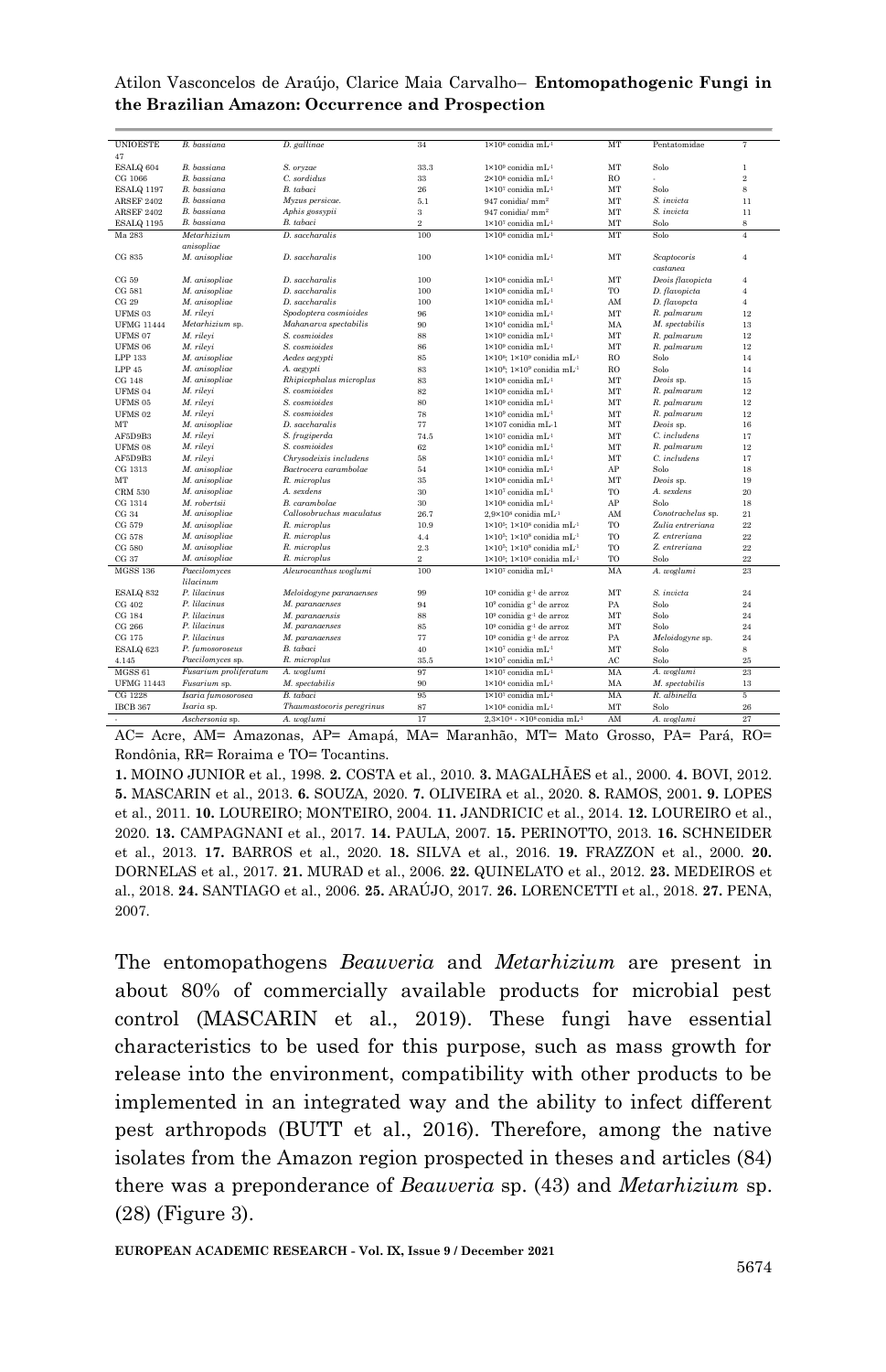| UNIOESTE 47 | *B. bassiana* | *D. gallinae* | 34 | $1\times10^{8}$ conidia mL$^{-1}$ | MT | Pentatomidae | 7 |
|---|---|---|---|---|---|---|---|
| ESALQ 604 | *B. bassiana* | *S. oryzae* | 33.3 | $1\times10^{9}$ conidia mL$^{-1}$ | MT | Solo | 1 |
| CG 1066 | *B. bassiana* | *C. sordidus* | 33 | $2\times10^{8}$ conidia mL$^{-1}$ | RO | - | 2 |
| ESALQ 1197 | *B. bassiana* | *B. tabaci* | 26 | $1\times10^{7}$ conidia mL$^{-1}$ | MT | Solo | 8 |
| ARSEF 2402 | *B. bassiana* | *Myzus persicae.* | 5.1 | 947 conidia/ mm$^{2}$ | MT | *S. invicta* | 11 |
| ARSEF 2402 | *B. bassiana* | *Aphis gossypii* | 3 | 947 conidia/ mm$^{2}$ | MT | *S. invicta* | 11 |
| ESALQ 1195 | *B. bassiana* | *B. tabaci* | 2 | $1\times10^{7}$ conidia mL$^{-1}$ | MT | Solo | 8 |
| Ma 283 | *Metarhizium anisopliae* | *D. saccharalis* | 100 | $1\times10^{8}$ conidia mL$^{-1}$ | MT | Solo | 4 |
| CG 835 | *M. anisopliae* | *D. saccharalis* | 100 | $1\times10^{8}$ conidia mL$^{-1}$ | MT | *Scaptocoris castanea* | 4 |
| CG 59 | *M. anisopliae* | *D. saccharalis* | 100 | $1\times10^{8}$ conidia mL$^{-1}$ | MT | *Deois flavopicta* | 4 |
| CG 581 | *M. anisopliae* | *D. saccharalis* | 100 | $1\times10^{8}$ conidia mL$^{-1}$ | TO | *D. flavopicta* | 4 |
| CG 29 | *M. anisopliae* | *D. saccharalis* | 100 | $1\times10^{8}$ conidia mL$^{-1}$ | AM | *D. flavopcta* | 4 |
| UFMS 03 | *M. rileyi* | *Spodoptera cosmioides* | 96 | $1\times10^{9}$ conidia mL$^{-1}$ | MT | *R. palmarum* | 12 |
| UFMG 11444 | *Metarhizium* sp. | *Mahanarva spectabilis* | 90 | $1\times10^{4}$ conidia mL$^{-1}$ | MA | *M. spectabilis* | 13 |
| UFMS 07 | *M. rileyi* | *S. cosmioides* | 88 | $1\times10^{9}$ conidia mL$^{-1}$ | MT | *R. palmarum* | 12 |
| UFMS 06 | *M. rileyi* | *S. cosmioides* | 86 | $1\times10^{9}$ conidia mL$^{-1}$ | MT | *R. palmarum* | 12 |
| LPP 133 | *M. anisopliae* | *Aedes aegypti* | 85 | $1\times10^{8}$; $1\times10^{9}$ conidia mL$^{-1}$ | RO | Solo | 14 |
| LPP 45 | *M. anisopliae* | *A. aegypti* | 83 | $1\times10^{8}$; $1\times10^{9}$ conidia mL$^{-1}$ | RO | Solo | 14 |
| CG 148 | *M. anisopliae* | *Rhipicephalus microplus* | 83 | $1\times10^{8}$ conidia mL$^{-1}$ | MT | *Deois* sp. | 15 |
| UFMS 04 | *M. rileyi* | *S. cosmioides* | 82 | $1\times10^{9}$ conidia mL$^{-1}$ | MT | *R. palmarum* | 12 |
| UFMS 05 | *M. rileyi* | *S. cosmioides* | 80 | $1\times10^{9}$ conidia mL$^{-1}$ | MT | *R. palmarum* | 12 |
| UFMS 02 | *M. rileyi* | *S. cosmioides* | 78 | $1\times10^{9}$ conidia mL$^{-1}$ | MT | *R. palmarum* | 12 |
| MT | *M. anisopliae* | *D. saccharalis* | 77 | 1×107 conidia mL-1 | MT | *Deois* sp. | 16 |
| AF5D9B3 | *M. rileyi* | *S. frugiperda* | 74.5 | $1\times10^{7}$ conidia mL$^{-1}$ | MT | *C. includens* | 17 |
| UFMS 08 | *M. rileyi* | *S. cosmioides* | 62 | $1\times10^{9}$ conidia mL$^{-1}$ | MT | *R. palmarum* | 12 |
| AF5D9B3 | *M. rileyi* | *Chrysodeixis includens* | 58 | $1\times10^{7}$ conidia mL$^{-1}$ | MT | *C. includens* | 17 |
| CG 1313 | *M. anisopliae* | *Bactrocera carambolae* | 54 | $1\times10^{8}$ conidia mL$^{-1}$ | AP | Solo | 18 |
| MT | *M. anisopliae* | *R. microplus* | 35 | $1\times10^{8}$ conidia mL$^{-1}$ | MT | *Deois* sp. | 19 |
| CRM 530 | *M. anisopliae* | *A. sexdens* | 30 | $1\times10^{7}$ conidia mL$^{-1}$ | TO | *A. sexdens* | 20 |
| CG 1314 | *M. robertsii* | *B. carambolae* | 30 | $1\times10^{8}$ conidia mL$^{-1}$ | AP | Solo | 18 |
| CG 34 | *M. anisopliae* | *Callosobruchus maculatus* | 26.7 | $2{,}9\times10^{8}$ conidia mL$^{-1}$ | AM | *Conotrachelus* sp. | 21 |
| CG 579 | *M. anisopliae* | *R. microplus* | 10.9 | $1\times10^{5}$; $1\times10^{8}$ conidia mL$^{-1}$ | TO | *Zulia entreriana* | 22 |
| CG 578 | *M. anisopliae* | *R. microplus* | 4.4 | $1\times10^{5}$; $1\times10^{8}$ conidia mL$^{-1}$ | TO | *Z. entreriana* | 22 |
| CG 580 | *M. anisopliae* | *R. microplus* | 2.3 | $1\times10^{5}$; $1\times10^{8}$ conidia mL$^{-1}$ | TO | *Z. entreriana* | 22 |
| CG 37 | *M. anisopliae* | *R. microplus* | 2 | $1\times10^{5}$; $1\times10^{8}$ conidia mL$^{-1}$ | TO | Solo | 22 |
| MGSS 136 | *Paecilomyces lilacinum* | *Aleurocanthus woglumi* | 100 | $1\times10^{7}$ conidia mL$^{-1}$ | MA | *A. woglumi* | 23 |
| ESALQ 832 | *P. lilacinus* | *Meloidogyne paranaenses* | 99 | $10^{9}$ conidia g$^{-1}$ de arroz | MT | *S. invicta* | 24 |
| CG 402 | *P. lilacinus* | *M. paranaenses* | 94 | $10^{9}$ conidia g$^{-1}$ de arroz | PA | Solo | 24 |
| CG 184 | *P. lilacinus* | *M. paranaensis* | 88 | $10^{9}$ conidia g$^{-1}$ de arroz | MT | Solo | 24 |
| CG 266 | *P. lilacinus* | *M. paranaenses* | 85 | $10^{9}$ conidia g$^{-1}$ de arroz | MT | Solo | 24 |
| CG 175 | *P. lilacinus* | *M. paranaenses* | 77 | $10^{9}$ conidia g$^{-1}$ de arroz | PA | *Meloidogyne* sp. | 24 |
| ESALQ 623 | *P. fumosoroseus* | *B. tabaci* | 40 | $1\times10^{7}$ conidia mL$^{-1}$ | MT | Solo | 8 |
| 4.145 | *Paecilomyces* sp. | *R. microplus* | 35.5 | $1\times10^{7}$ conidia mL$^{-1}$ | AC | Solo | 25 |
| MGSS 61 | *Fusarium proliferatum* | *A. woglumi* | 97 | $1\times10^{7}$ conidia mL$^{-1}$ | MA | *A. woglumi* | 23 |
| UFMG 11443 | *Fusarium* sp. | *M. spectabilis* | 90 | $1\times10^{4}$ conidia mL$^{-1}$ | MA | *M. spectabilis* | 13 |
| CG 1228 | *Isaria fumosorosea* | *B. tabaci* | 95 | $1\times10^{7}$ conidia mL$^{-1}$ | MA | *R. albinella* | 5 |
| IBCB 367 | *Isaria* sp. | *Thaumastocoris peregrinus* | 87 | $1\times10^{8}$ conidia mL$^{-1}$ | MT | Solo | 26 |
| - | *Aschersonia* sp. | *A. woglumi* | 17 | $2{,}3\times10^{4}$ - $\times10^{8}$ conidia mL$^{-1}$ | AM | *A. woglumi* | 27 |

AC= Acre, AM= Amazonas, AP= Amapá, MA= Maranhão, MT= Mato Grosso, PA= Pará, RO= Rondônia, RR= Roraima e TO= Tocantins.

**1.** MOINO JUNIOR et al., 1998. **2.** COSTA et al., 2010. **3.** MAGALHÃES et al., 2000. **4.** BOVI, 2012. **5.** MASCARIN et al., 2013. **6.** SOUZA, 2020. **7.** OLIVEIRA et al., 2020. **8.** RAMOS, 2001**. 9.** LOPES et al., 2011. **10.** LOUREIRO; MONTEIRO, 2004. **11.** JANDRICIC et al., 2014. **12.** LOUREIRO et al., 2020. **13.** CAMPAGNANI et al., 2017. **14.** PAULA, 2007. **15.** PERINOTTO, 2013. **16.** SCHNEIDER et al., 2013. **17.** BARROS et al., 2020. **18.** SILVA et al., 2016. **19.** FRAZZON et al., 2000. **20.** DORNELAS et al., 2017. **21.** MURAD et al., 2006. **22.** QUINELATO et al., 2012. **23.** MEDEIROS et al., 2018. **24.** SANTIAGO et al., 2006. **25.** ARAÚJO, 2017. **26.** LORENCETTI et al., 2018. **27.** PENA, 2007.

The entomopathogens *Beauveria* and *Metarhizium* are present in about 80% of commercially available products for microbial pest control (MASCARIN et al., 2019). These fungi have essential characteristics to be used for this purpose, such as mass growth for release into the environment, compatibility with other products to be implemented in an integrated way and the ability to infect different pest arthropods (BUTT et al., 2016). Therefore, among the native isolates from the Amazon region prospected in theses and articles (84) there was a preponderance of *Beauveria* sp. (43) and *Metarhizium* sp. (28) (Figure 3).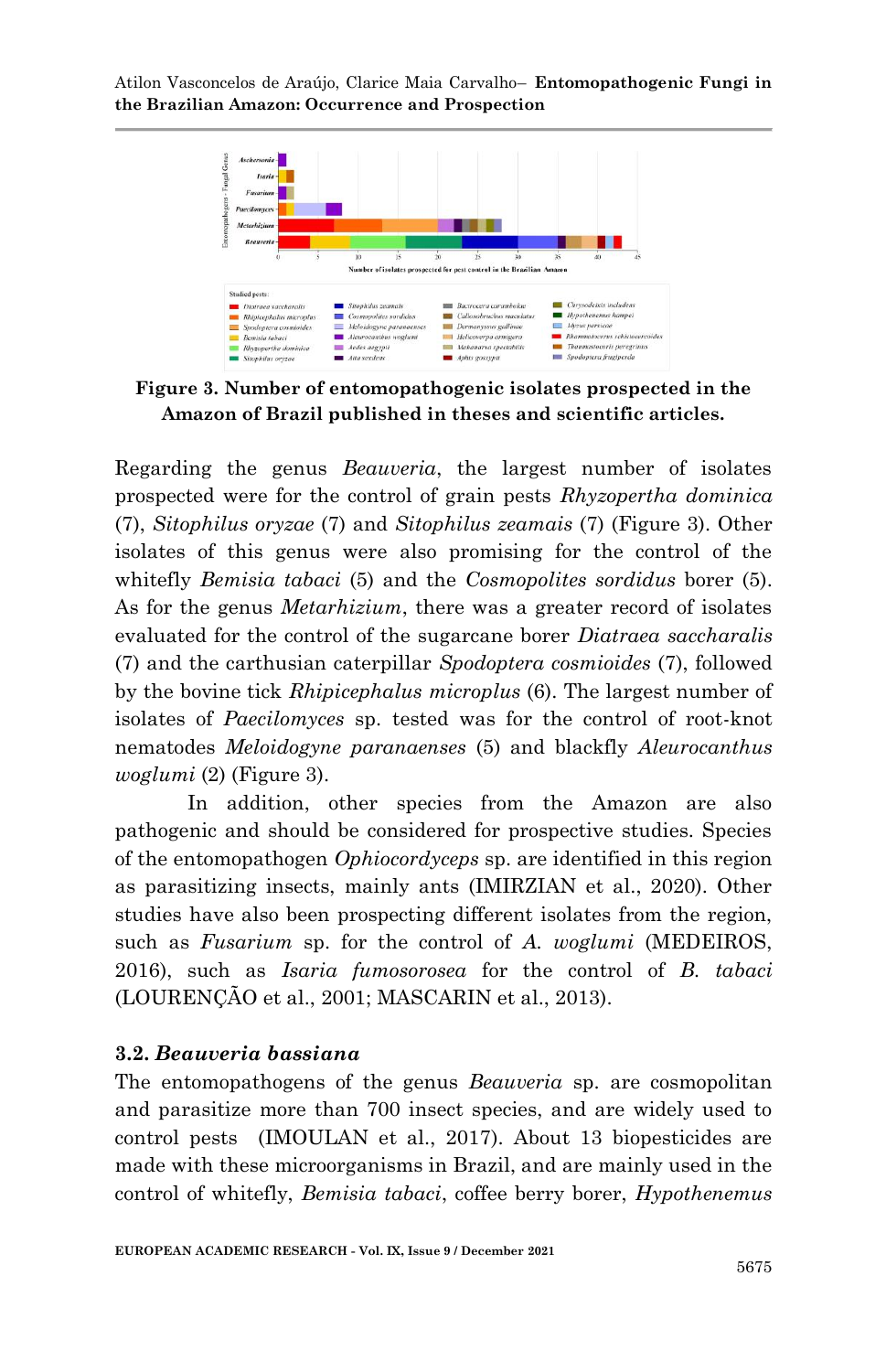Figure 3. Number of entomopathogenic isolates prospected in the Amazon of Brazil published in theses and scientific articles.

Regarding the genus *Beauveria*, the largest number of isolates prospected were for the control of grain pests *Rhyzopertha dominica* (7), *Sitophilus oryzae* (7) and *Sitophilus zeamais* (7) (Figure 3). Other isolates of this genus were also promising for the control of the whitefly *Bemisia tabaci* (5) and the *Cosmopolites sordidus* borer (5). As for the genus *Metarhizium*, there was a greater record of isolates evaluated for the control of the sugarcane borer *Diatraea saccharalis* (7) and the carthusian caterpillar *Spodoptera cosmioides* (7), followed by the bovine tick *Rhipicephalus microplus* (6). The largest number of isolates of *Paecilomyces* sp. tested was for the control of root-knot nematodes *Meloidogyne paranaenses* (5) and blackfly *Aleurocanthus woglumi* (2) (Figure 3).

In addition, other species from the Amazon are also pathogenic and should be considered for prospective studies. Species of the entomopathogen *Ophiocordyceps* sp. are identified in this region as parasitizing insects, mainly ants (IMIRZIAN et al., 2020). Other studies have also been prospecting different isolates from the region, such as *Fusarium* sp. for the control of *A. woglumi* (MEDEIROS, 2016), such as *Isaria fumosorosea* for the control of *B. tabaci* (LOURENÇÃO et al., 2001; MASCARIN et al., 2013).

### 3.2. *Beauveria bassiana*

The entomopathogens of the genus *Beauveria* sp. are cosmopolitan and parasitize more than 700 insect species, and are widely used to control pests (IMOULAN et al., 2017). About 13 biopesticides are made with these microorganisms in Brazil, and are mainly used in the control of whitefly, *Bemisia tabaci*, coffee berry borer, *Hypothenemus*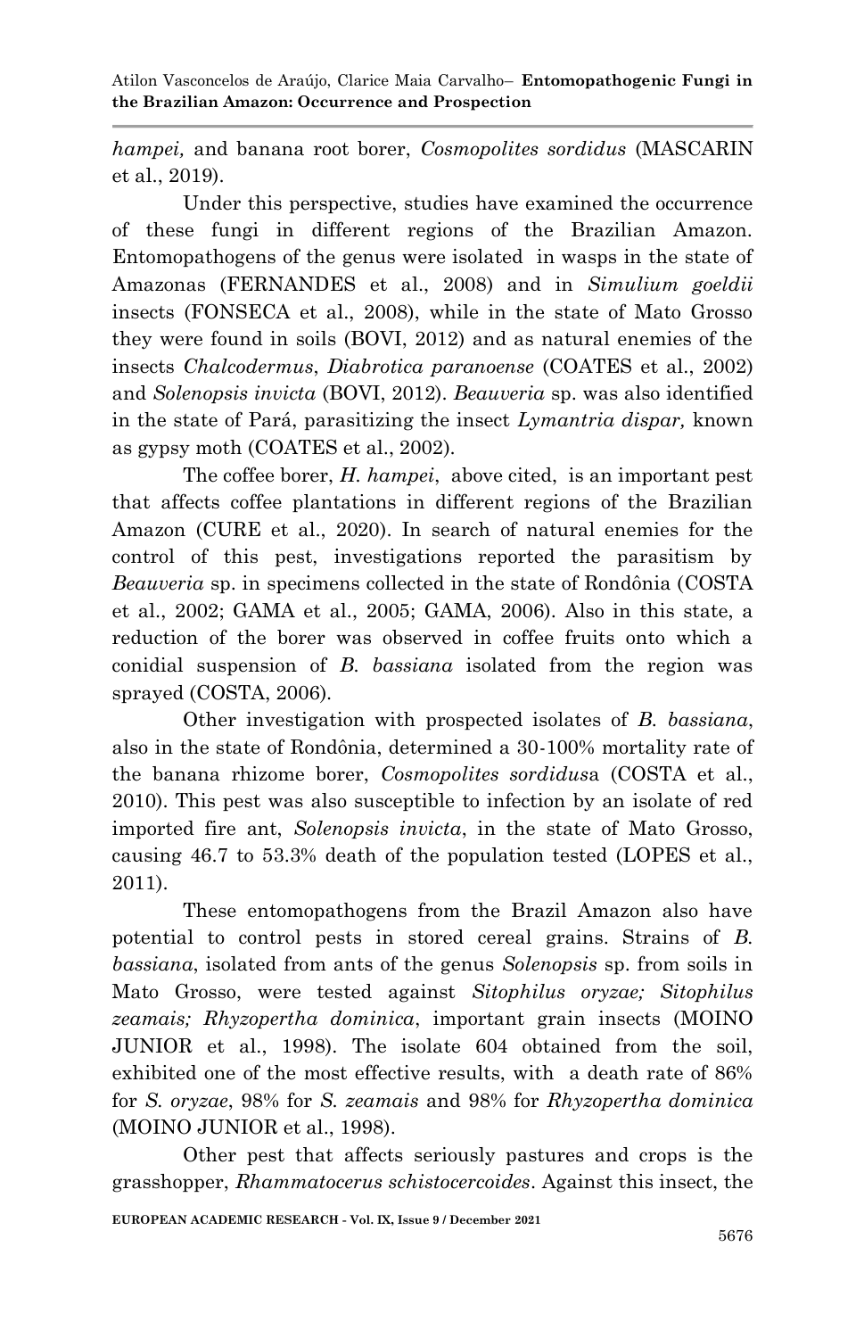*hampei,* and banana root borer, *Cosmopolites sordidus* (MASCARIN et al., 2019).

Under this perspective, studies have examined the occurrence of these fungi in different regions of the Brazilian Amazon. Entomopathogens of the genus were isolated in wasps in the state of Amazonas (FERNANDES et al., 2008) and in *Simulium goeldii* insects (FONSECA et al., 2008), while in the state of Mato Grosso they were found in soils (BOVI, 2012) and as natural enemies of the insects *Chalcodermus*, *Diabrotica paranoense* (COATES et al., 2002) and *Solenopsis invicta* (BOVI, 2012). *Beauveria* sp. was also identified in the state of Pará, parasitizing the insect *Lymantria dispar,* known as gypsy moth (COATES et al., 2002).

The coffee borer, *H. hampei*, above cited, is an important pest that affects coffee plantations in different regions of the Brazilian Amazon (CURE et al., 2020). In search of natural enemies for the control of this pest, investigations reported the parasitism by *Beauveria* sp. in specimens collected in the state of Rondônia (COSTA et al., 2002; GAMA et al., 2005; GAMA, 2006). Also in this state, a reduction of the borer was observed in coffee fruits onto which a conidial suspension of *B. bassiana* isolated from the region was sprayed (COSTA, 2006).

Other investigation with prospected isolates of *B. bassiana*, also in the state of Rondônia, determined a 30-100% mortality rate of the banana rhizome borer, *Cosmopolites sordidus*a (COSTA et al., 2010). This pest was also susceptible to infection by an isolate of red imported fire ant, *Solenopsis invicta*, in the state of Mato Grosso, causing 46.7 to 53.3% death of the population tested (LOPES et al., 2011).

These entomopathogens from the Brazil Amazon also have potential to control pests in stored cereal grains. Strains of *B. bassiana*, isolated from ants of the genus *Solenopsis* sp. from soils in Mato Grosso, were tested against *Sitophilus oryzae; Sitophilus zeamais; Rhyzopertha dominica*, important grain insects (MOINO JUNIOR et al., 1998). The isolate 604 obtained from the soil, exhibited one of the most effective results, with a death rate of 86% for *S. oryzae*, 98% for *S. zeamais* and 98% for *Rhyzopertha dominica* (MOINO JUNIOR et al., 1998).

Other pest that affects seriously pastures and crops is the grasshopper, *Rhammatocerus schistocercoides*. Against this insect, the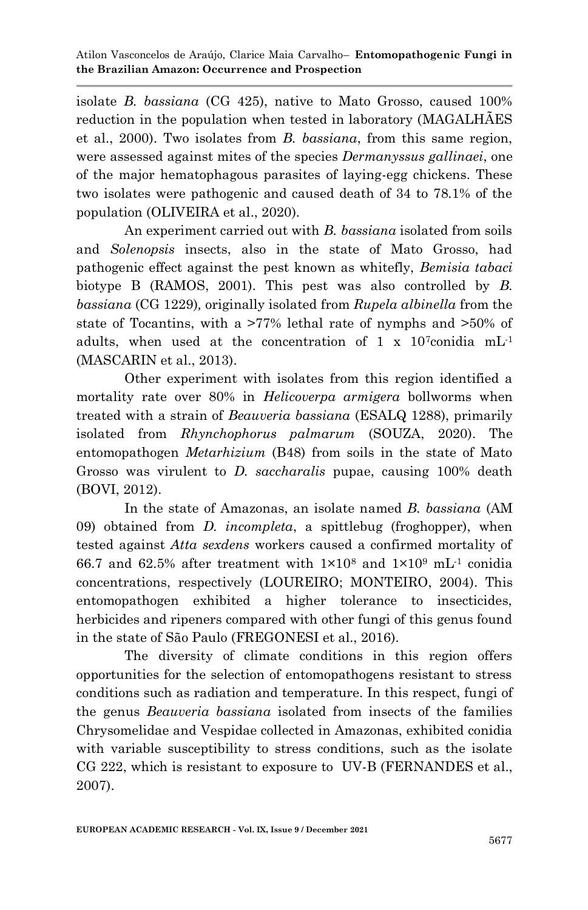isolate *B. bassiana* (CG 425), native to Mato Grosso, caused 100% reduction in the population when tested in laboratory (MAGALHÃES et al., 2000). Two isolates from *B. bassiana*, from this same region, were assessed against mites of the species *Dermanyssus gallinaei*, one of the major hematophagous parasites of laying-egg chickens. These two isolates were pathogenic and caused death of 34 to 78.1% of the population (OLIVEIRA et al., 2020).

An experiment carried out with *B. bassiana* isolated from soils and *Solenopsis* insects, also in the state of Mato Grosso, had pathogenic effect against the pest known as whitefly, *Bemisia tabaci* biotype B (RAMOS, 2001). This pest was also controlled by *B. bassiana* (CG 1229), originally isolated from *Rupela albinella* from the state of Tocantins, with a >77% lethal rate of nymphs and >50% of adults, when used at the concentration of 1 x $10^7$conidia $mL^{-1}$ (MASCARIN et al., 2013).

Other experiment with isolates from this region identified a mortality rate over 80% in *Helicoverpa armigera* bollworms when treated with a strain of *Beauveria bassiana* (ESALQ 1288), primarily isolated from *Rhynchophorus palmarum* (SOUZA, 2020). The entomopathogen *Metarhizium* (B48) from soils in the state of Mato Grosso was virulent to *D. saccharalis* pupae, causing 100% death (BOVI, 2012).

In the state of Amazonas, an isolate named *B. bassiana* (AM 09) obtained from *D. incompleta*, a spittlebug (froghopper), when tested against *Atta sexdens* workers caused a confirmed mortality of 66.7 and 62.5% after treatment with $1\times10^8$ and $1\times10^9$ $mL^{-1}$ conidia concentrations, respectively (LOUREIRO; MONTEIRO, 2004). This entomopathogen exhibited a higher tolerance to insecticides, herbicides and ripeners compared with other fungi of this genus found in the state of São Paulo (FREGONESI et al., 2016).

The diversity of climate conditions in this region offers opportunities for the selection of entomopathogens resistant to stress conditions such as radiation and temperature. In this respect, fungi of the genus *Beauveria bassiana* isolated from insects of the families Chrysomelidae and Vespidae collected in Amazonas, exhibited conidia with variable susceptibility to stress conditions, such as the isolate CG 222, which is resistant to exposure to UV-B (FERNANDES et al., 2007).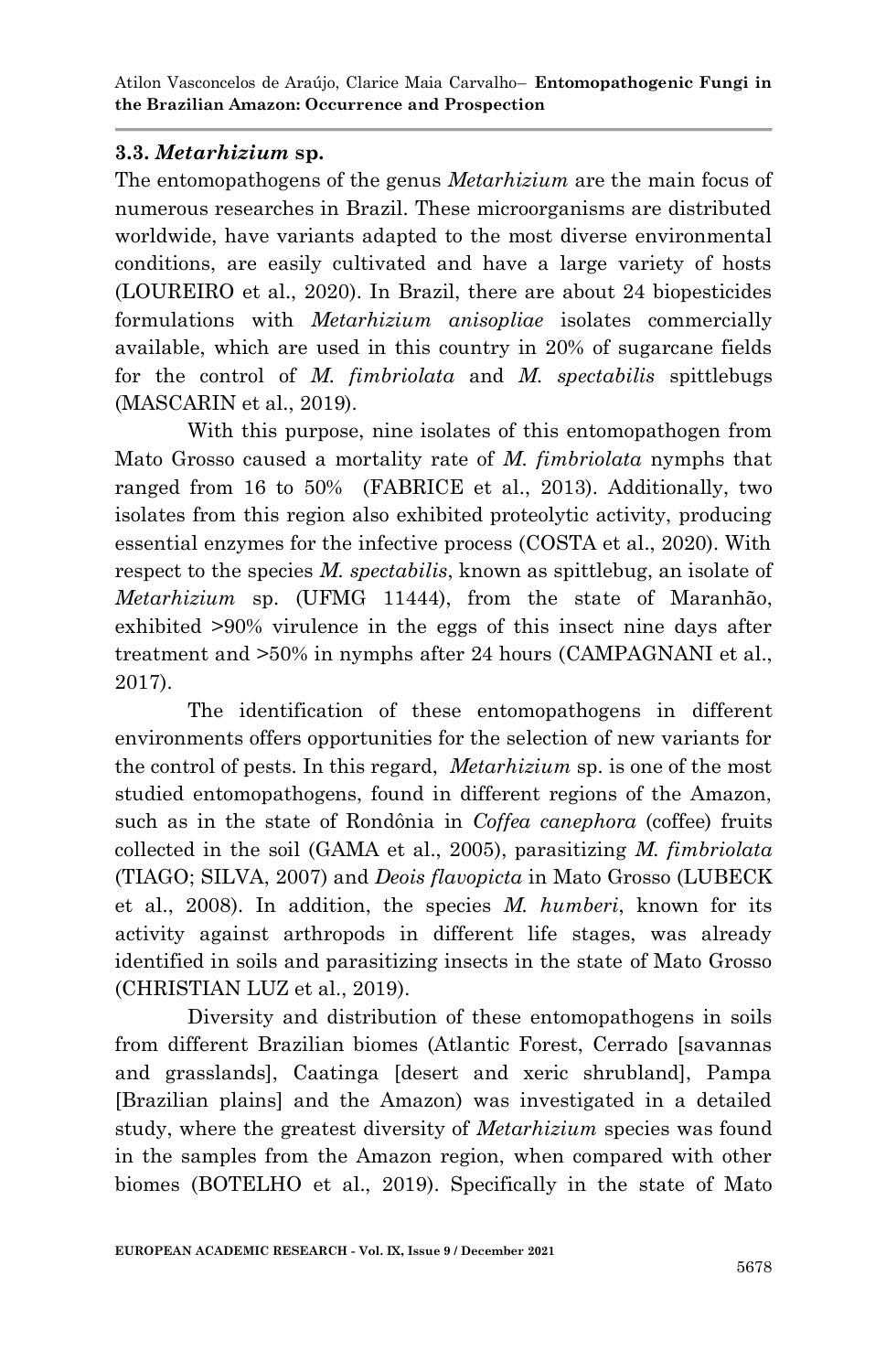### 3.3. *Metarhizium* sp.

The entomopathogens of the genus *Metarhizium* are the main focus of numerous researches in Brazil. These microorganisms are distributed worldwide, have variants adapted to the most diverse environmental conditions, are easily cultivated and have a large variety of hosts (LOUREIRO et al., 2020). In Brazil, there are about 24 biopesticides formulations with *Metarhizium anisopliae* isolates commercially available, which are used in this country in 20% of sugarcane fields for the control of *M. fimbriolata* and *M. spectabilis* spittlebugs (MASCARIN et al., 2019).

With this purpose, nine isolates of this entomopathogen from Mato Grosso caused a mortality rate of *M. fimbriolata* nymphs that ranged from 16 to 50% (FABRICE et al., 2013). Additionally, two isolates from this region also exhibited proteolytic activity, producing essential enzymes for the infective process (COSTA et al., 2020). With respect to the species *M. spectabilis*, known as spittlebug, an isolate of *Metarhizium* sp. (UFMG 11444), from the state of Maranhão, exhibited >90% virulence in the eggs of this insect nine days after treatment and >50% in nymphs after 24 hours (CAMPAGNANI et al., 2017).

The identification of these entomopathogens in different environments offers opportunities for the selection of new variants for the control of pests. In this regard, *Metarhizium* sp. is one of the most studied entomopathogens, found in different regions of the Amazon, such as in the state of Rondônia in *Coffea canephora* (coffee) fruits collected in the soil (GAMA et al., 2005), parasitizing *M. fimbriolata* (TIAGO; SILVA, 2007) and *Deois flavopicta* in Mato Grosso (LUBECK et al., 2008). In addition, the species *M. humberi*, known for its activity against arthropods in different life stages, was already identified in soils and parasitizing insects in the state of Mato Grosso (CHRISTIAN LUZ et al., 2019).

Diversity and distribution of these entomopathogens in soils from different Brazilian biomes (Atlantic Forest, Cerrado [savannas and grasslands], Caatinga [desert and xeric shrubland], Pampa [Brazilian plains] and the Amazon) was investigated in a detailed study, where the greatest diversity of *Metarhizium* species was found in the samples from the Amazon region, when compared with other biomes (BOTELHO et al., 2019). Specifically in the state of Mato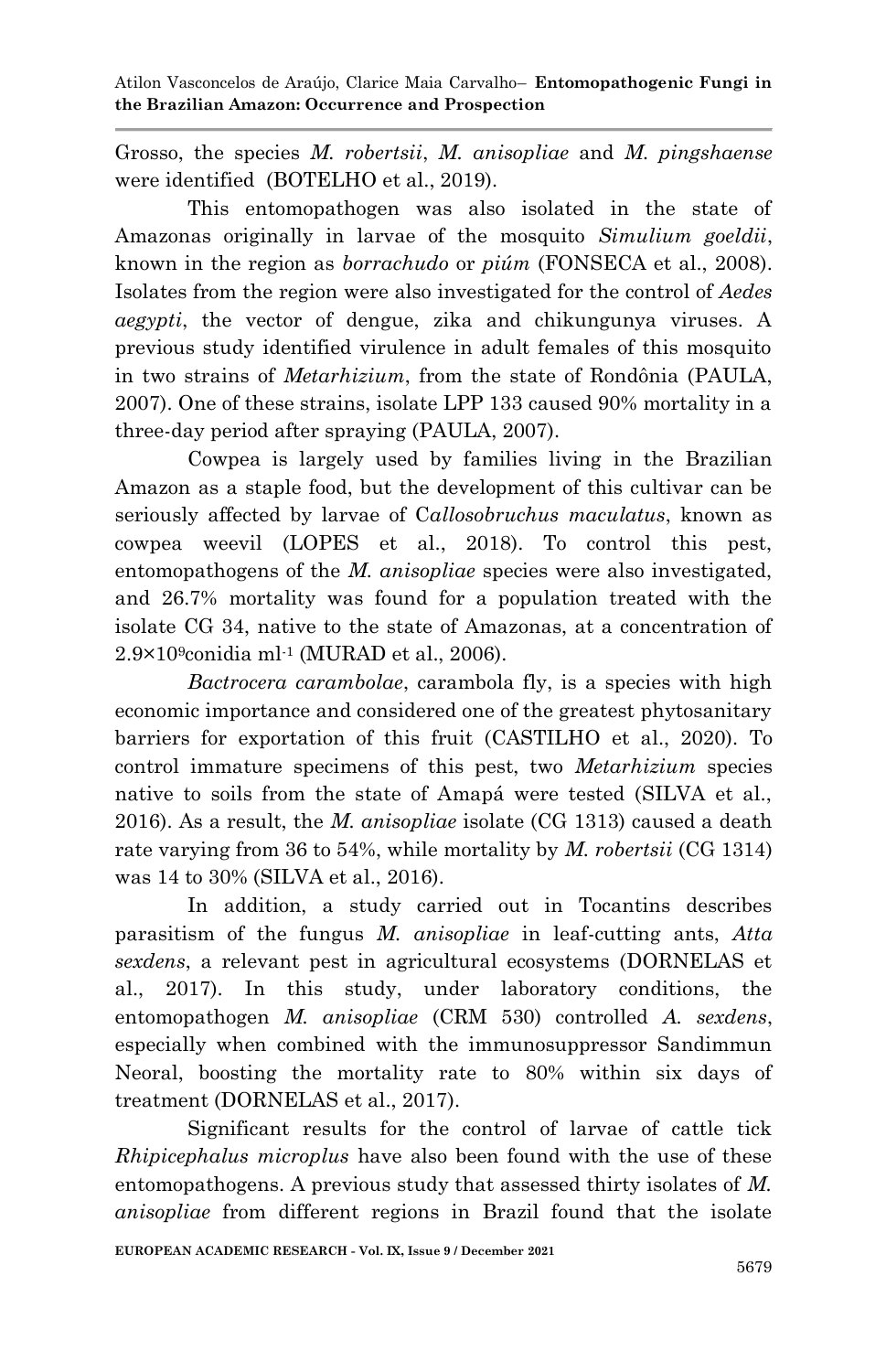Grosso, the species *M. robertsii*, *M. anisopliae* and *M. pingshaense* were identified (BOTELHO et al., 2019).

This entomopathogen was also isolated in the state of Amazonas originally in larvae of the mosquito *Simulium goeldii*, known in the region as *borrachudo* or *piúm* (FONSECA et al., 2008). Isolates from the region were also investigated for the control of *Aedes aegypti*, the vector of dengue, zika and chikungunya viruses. A previous study identified virulence in adult females of this mosquito in two strains of *Metarhizium*, from the state of Rondônia (PAULA, 2007). One of these strains, isolate LPP 133 caused 90% mortality in a three-day period after spraying (PAULA, 2007).

Cowpea is largely used by families living in the Brazilian Amazon as a staple food, but the development of this cultivar can be seriously affected by larvae of C*allosobruchus maculatus*, known as cowpea weevil (LOPES et al., 2018). To control this pest, entomopathogens of the *M. anisopliae* species were also investigated, and 26.7% mortality was found for a population treated with the isolate CG 34, native to the state of Amazonas, at a concentration of $2.9\times10^{9}$conidia ml$^{-1}$ (MURAD et al., 2006).

*Bactrocera carambolae*, carambola fly, is a species with high economic importance and considered one of the greatest phytosanitary barriers for exportation of this fruit (CASTILHO et al., 2020). To control immature specimens of this pest, two *Metarhizium* species native to soils from the state of Amapá were tested (SILVA et al., 2016). As a result, the *M. anisopliae* isolate (CG 1313) caused a death rate varying from 36 to 54%, while mortality by *M. robertsii* (CG 1314) was 14 to 30% (SILVA et al., 2016).

In addition, a study carried out in Tocantins describes parasitism of the fungus *M. anisopliae* in leaf-cutting ants, *Atta sexdens*, a relevant pest in agricultural ecosystems (DORNELAS et al., 2017). In this study, under laboratory conditions, the entomopathogen *M. anisopliae* (CRM 530) controlled *A. sexdens*, especially when combined with the immunosuppressor Sandimmun Neoral, boosting the mortality rate to 80% within six days of treatment (DORNELAS et al., 2017).

Significant results for the control of larvae of cattle tick *Rhipicephalus microplus* have also been found with the use of these entomopathogens. A previous study that assessed thirty isolates of *M. anisopliae* from different regions in Brazil found that the isolate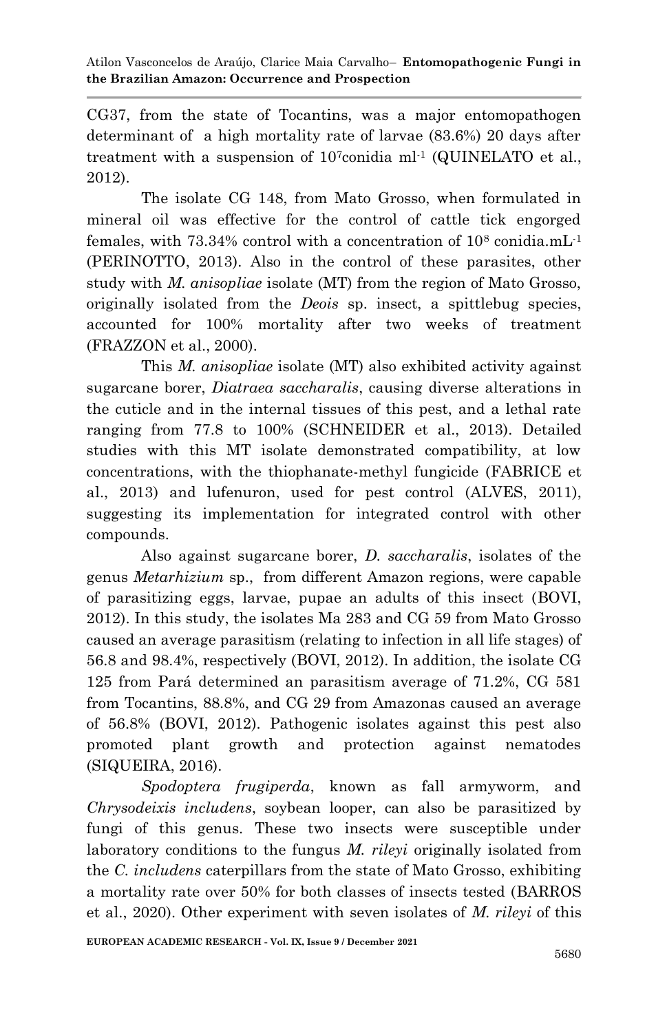CG37, from the state of Tocantins, was a major entomopathogen determinant of a high mortality rate of larvae (83.6%) 20 days after treatment with a suspension of $10^7$conidia ml$^{-1}$ (QUINELATO et al., 2012).

The isolate CG 148, from Mato Grosso, when formulated in mineral oil was effective for the control of cattle tick engorged females, with 73.34% control with a concentration of $10^8$ conidia.mL$^{-1}$ (PERINOTTO, 2013). Also in the control of these parasites, other study with *M. anisopliae* isolate (MT) from the region of Mato Grosso, originally isolated from the *Deois* sp. insect, a spittlebug species, accounted for 100% mortality after two weeks of treatment (FRAZZON et al., 2000).

This *M. anisopliae* isolate (MT) also exhibited activity against sugarcane borer, *Diatraea saccharalis*, causing diverse alterations in the cuticle and in the internal tissues of this pest, and a lethal rate ranging from 77.8 to 100% (SCHNEIDER et al., 2013). Detailed studies with this MT isolate demonstrated compatibility, at low concentrations, with the thiophanate-methyl fungicide (FABRICE et al., 2013) and lufenuron, used for pest control (ALVES, 2011), suggesting its implementation for integrated control with other compounds.

Also against sugarcane borer, *D. saccharalis*, isolates of the genus *Metarhizium* sp., from different Amazon regions, were capable of parasitizing eggs, larvae, pupae an adults of this insect (BOVI, 2012). In this study, the isolates Ma 283 and CG 59 from Mato Grosso caused an average parasitism (relating to infection in all life stages) of 56.8 and 98.4%, respectively (BOVI, 2012). In addition, the isolate CG 125 from Pará determined an parasitism average of 71.2%, CG 581 from Tocantins, 88.8%, and CG 29 from Amazonas caused an average of 56.8% (BOVI, 2012). Pathogenic isolates against this pest also promoted plant growth and protection against nematodes (SIQUEIRA, 2016).

*Spodoptera frugiperda*, known as fall armyworm, and *Chrysodeixis includens*, soybean looper, can also be parasitized by fungi of this genus. These two insects were susceptible under laboratory conditions to the fungus *M. rileyi* originally isolated from the *C. includens* caterpillars from the state of Mato Grosso, exhibiting a mortality rate over 50% for both classes of insects tested (BARROS et al., 2020). Other experiment with seven isolates of *M. rileyi* of this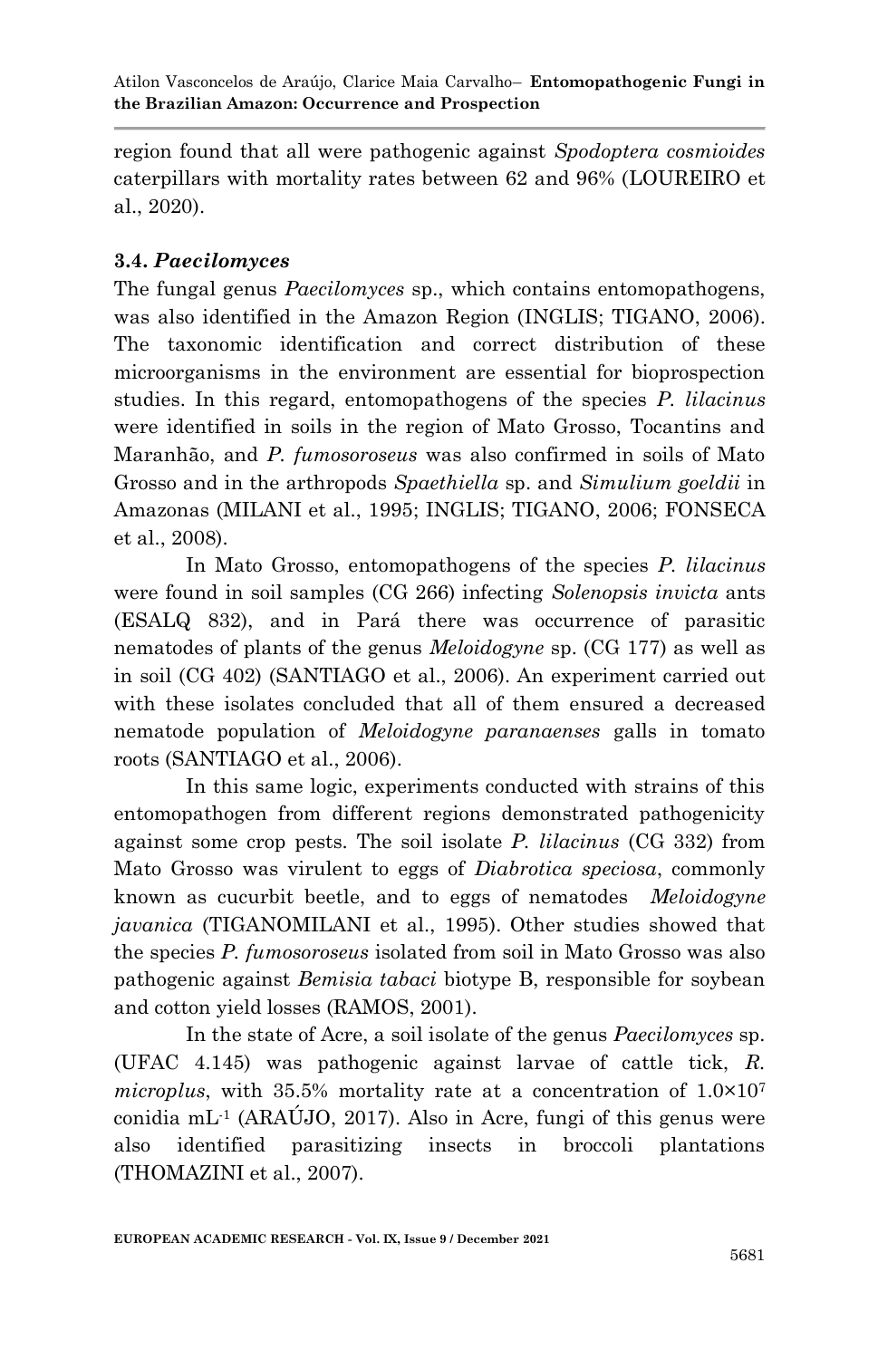region found that all were pathogenic against *Spodoptera cosmioides* caterpillars with mortality rates between 62 and 96% (LOUREIRO et al., 2020).

### 3.4. *Paecilomyces*

The fungal genus *Paecilomyces* sp., which contains entomopathogens, was also identified in the Amazon Region (INGLIS; TIGANO, 2006). The taxonomic identification and correct distribution of these microorganisms in the environment are essential for bioprospection studies. In this regard, entomopathogens of the species *P. lilacinus* were identified in soils in the region of Mato Grosso, Tocantins and Maranhão, and *P. fumosoroseus* was also confirmed in soils of Mato Grosso and in the arthropods *Spaethiella* sp. and *Simulium goeldii* in Amazonas (MILANI et al., 1995; INGLIS; TIGANO, 2006; FONSECA et al., 2008).

In Mato Grosso, entomopathogens of the species *P. lilacinus* were found in soil samples (CG 266) infecting *Solenopsis invicta* ants (ESALQ 832), and in Pará there was occurrence of parasitic nematodes of plants of the genus *Meloidogyne* sp. (CG 177) as well as in soil (CG 402) (SANTIAGO et al., 2006). An experiment carried out with these isolates concluded that all of them ensured a decreased nematode population of *Meloidogyne paranaenses* galls in tomato roots (SANTIAGO et al., 2006).

In this same logic, experiments conducted with strains of this entomopathogen from different regions demonstrated pathogenicity against some crop pests. The soil isolate *P. lilacinus* (CG 332) from Mato Grosso was virulent to eggs of *Diabrotica speciosa*, commonly known as cucurbit beetle, and to eggs of nematodes *Meloidogyne javanica* (TIGANOMILANI et al., 1995). Other studies showed that the species *P. fumosoroseus* isolated from soil in Mato Grosso was also pathogenic against *Bemisia tabaci* biotype B, responsible for soybean and cotton yield losses (RAMOS, 2001).

In the state of Acre, a soil isolate of the genus *Paecilomyces* sp. (UFAC 4.145) was pathogenic against larvae of cattle tick, *R. microplus*, with 35.5% mortality rate at a concentration of $1.0 \times 10^7$ conidia $mL^{-1}$ (ARAÚJO, 2017). Also in Acre, fungi of this genus were also identified parasitizing insects in broccoli plantations (THOMAZINI et al., 2007).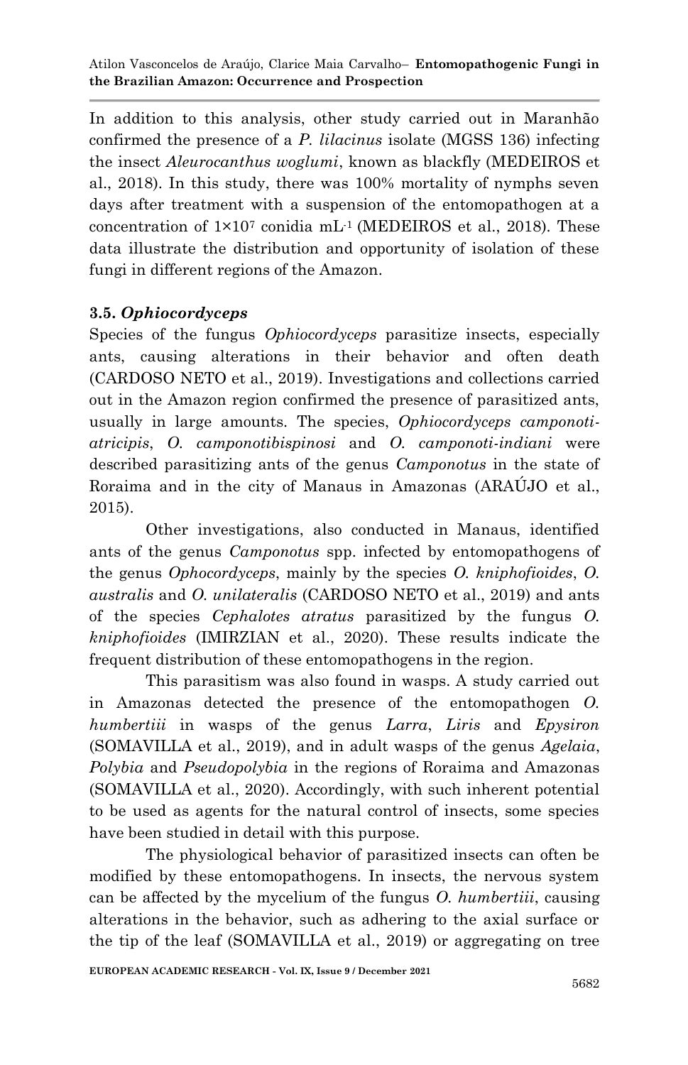In addition to this analysis, other study carried out in Maranhão confirmed the presence of a *P. lilacinus* isolate (MGSS 136) infecting the insect *Aleurocanthus woglumi*, known as blackfly (MEDEIROS et al., 2018). In this study, there was 100% mortality of nymphs seven days after treatment with a suspension of the entomopathogen at a concentration of $1\times10^7$ conidia $mL^{-1}$ (MEDEIROS et al., 2018). These data illustrate the distribution and opportunity of isolation of these fungi in different regions of the Amazon.

### 3.5. *Ophiocordyceps*

Species of the fungus *Ophiocordyceps* parasitize insects, especially ants, causing alterations in their behavior and often death (CARDOSO NETO et al., 2019). Investigations and collections carried out in the Amazon region confirmed the presence of parasitized ants, usually in large amounts. The species, *Ophiocordyceps camponoti-atricipis*, *O. camponotibispinosi* and *O. camponoti-indiani* were described parasitizing ants of the genus *Camponotus* in the state of Roraima and in the city of Manaus in Amazonas (ARAÚJO et al., 2015).

Other investigations, also conducted in Manaus, identified ants of the genus *Camponotus* spp. infected by entomopathogens of the genus *Ophocordyceps*, mainly by the species *O. kniphofioides*, *O. australis* and *O. unilateralis* (CARDOSO NETO et al., 2019) and ants of the species *Cephalotes atratus* parasitized by the fungus *O. kniphofioides* (IMIRZIAN et al., 2020). These results indicate the frequent distribution of these entomopathogens in the region.

This parasitism was also found in wasps. A study carried out in Amazonas detected the presence of the entomopathogen *O. humbertiii* in wasps of the genus *Larra*, *Liris* and *Epysiron* (SOMAVILLA et al., 2019), and in adult wasps of the genus *Agelaia*, *Polybia* and *Pseudopolybia* in the regions of Roraima and Amazonas (SOMAVILLA et al., 2020). Accordingly, with such inherent potential to be used as agents for the natural control of insects, some species have been studied in detail with this purpose.

The physiological behavior of parasitized insects can often be modified by these entomopathogens. In insects, the nervous system can be affected by the mycelium of the fungus *O. humbertiii*, causing alterations in the behavior, such as adhering to the axial surface or the tip of the leaf (SOMAVILLA et al., 2019) or aggregating on tree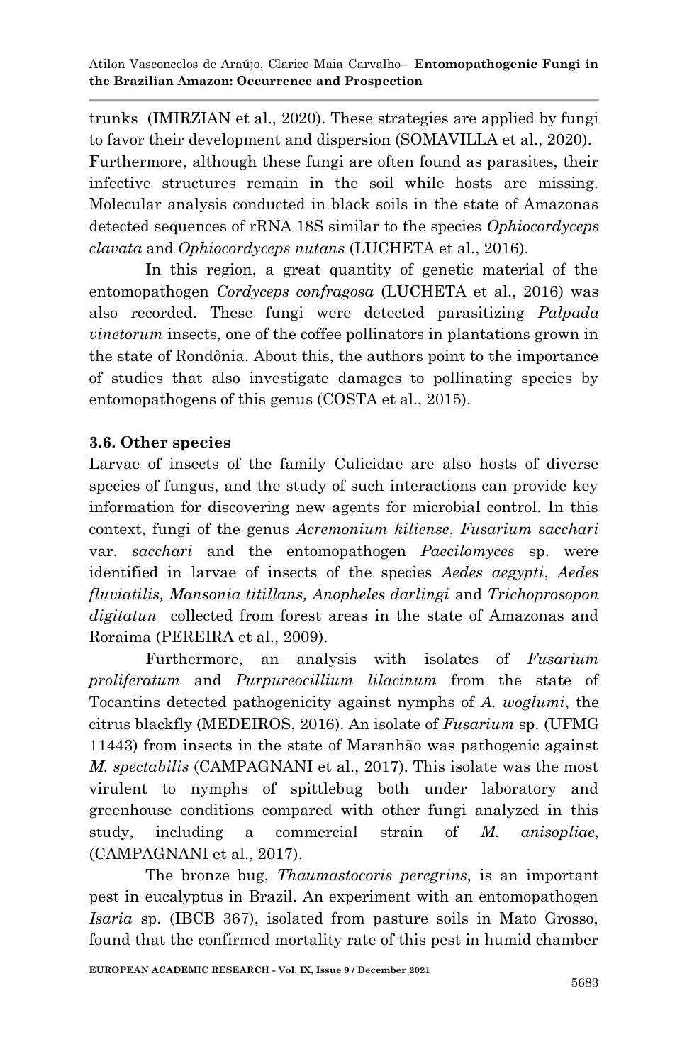trunks (IMIRZIAN et al., 2020). These strategies are applied by fungi to favor their development and dispersion (SOMAVILLA et al., 2020). Furthermore, although these fungi are often found as parasites, their infective structures remain in the soil while hosts are missing. Molecular analysis conducted in black soils in the state of Amazonas detected sequences of rRNA 18S similar to the species *Ophiocordyceps clavata* and *Ophiocordyceps nutans* (LUCHETA et al., 2016).

In this region, a great quantity of genetic material of the entomopathogen *Cordyceps confragosa* (LUCHETA et al., 2016) was also recorded. These fungi were detected parasitizing *Palpada vinetorum* insects, one of the coffee pollinators in plantations grown in the state of Rondônia. About this, the authors point to the importance of studies that also investigate damages to pollinating species by entomopathogens of this genus (COSTA et al., 2015).

### 3.6. Other species

Larvae of insects of the family Culicidae are also hosts of diverse species of fungus, and the study of such interactions can provide key information for discovering new agents for microbial control. In this context, fungi of the genus *Acremonium kiliense*, *Fusarium sacchari* var. *sacchari* and the entomopathogen *Paecilomyces* sp. were identified in larvae of insects of the species *Aedes aegypti*, *Aedes fluviatilis, Mansonia titillans, Anopheles darlingi* and *Trichoprosopon digitatun* collected from forest areas in the state of Amazonas and Roraima (PEREIRA et al., 2009).

Furthermore, an analysis with isolates of *Fusarium proliferatum* and *Purpureocillium lilacinum* from the state of Tocantins detected pathogenicity against nymphs of *A. woglumi*, the citrus blackfly (MEDEIROS, 2016). An isolate of *Fusarium* sp. (UFMG 11443) from insects in the state of Maranhão was pathogenic against *M. spectabilis* (CAMPAGNANI et al., 2017). This isolate was the most virulent to nymphs of spittlebug both under laboratory and greenhouse conditions compared with other fungi analyzed in this study, including a commercial strain of *M. anisopliae*, (CAMPAGNANI et al., 2017).

The bronze bug, *Thaumastocoris peregrins*, is an important pest in eucalyptus in Brazil. An experiment with an entomopathogen *Isaria* sp. (IBCB 367), isolated from pasture soils in Mato Grosso, found that the confirmed mortality rate of this pest in humid chamber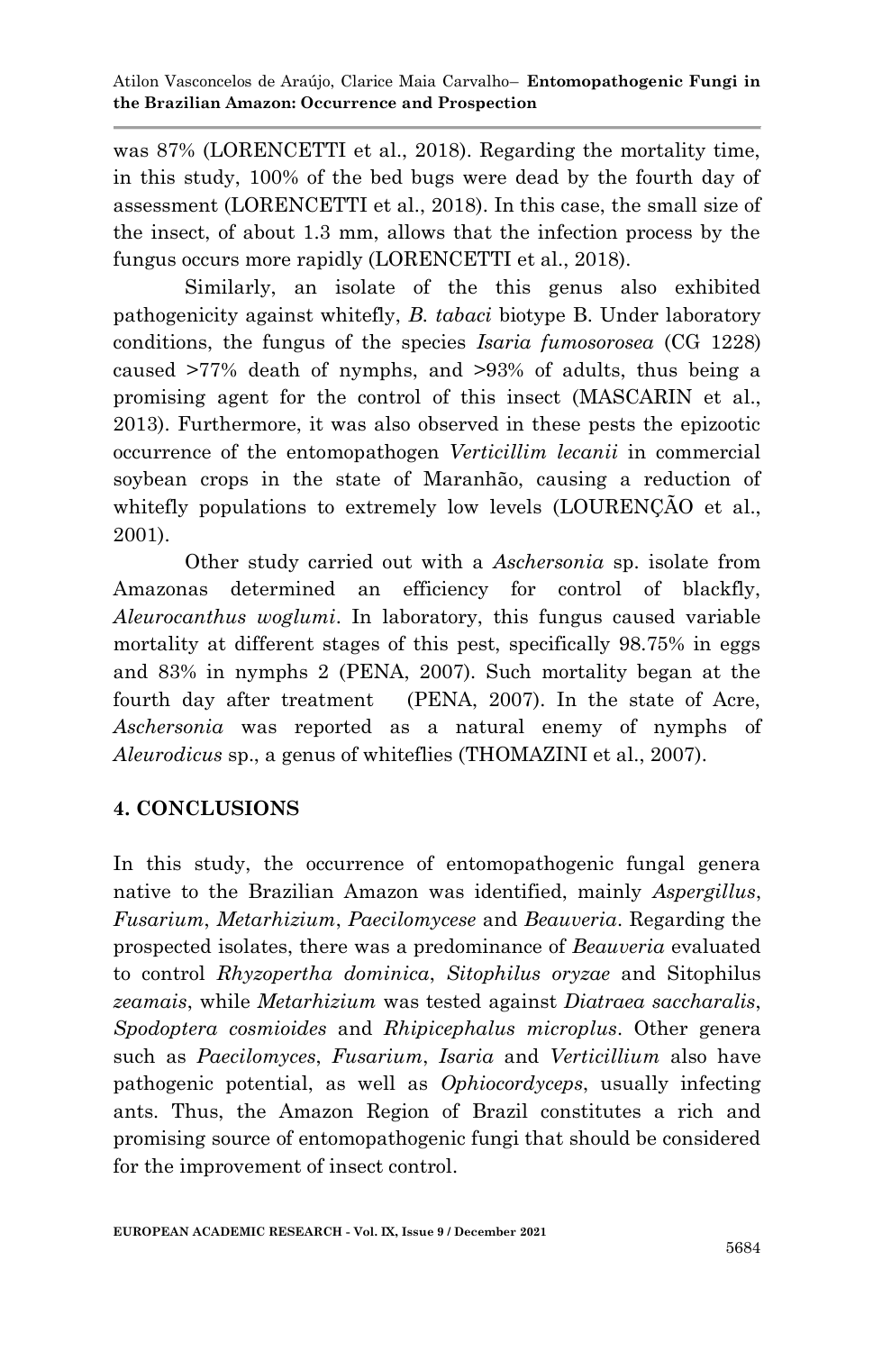was 87% (LORENCETTI et al., 2018). Regarding the mortality time, in this study, 100% of the bed bugs were dead by the fourth day of assessment (LORENCETTI et al., 2018). In this case, the small size of the insect, of about 1.3 mm, allows that the infection process by the fungus occurs more rapidly (LORENCETTI et al., 2018).

Similarly, an isolate of the this genus also exhibited pathogenicity against whitefly, *B. tabaci* biotype B. Under laboratory conditions, the fungus of the species *Isaria fumosorosea* (CG 1228) caused >77% death of nymphs, and >93% of adults, thus being a promising agent for the control of this insect (MASCARIN et al., 2013). Furthermore, it was also observed in these pests the epizootic occurrence of the entomopathogen *Verticillim lecanii* in commercial soybean crops in the state of Maranhão, causing a reduction of whitefly populations to extremely low levels (LOURENÇÃO et al., 2001).

Other study carried out with a *Aschersonia* sp. isolate from Amazonas determined an efficiency for control of blackfly, *Aleurocanthus woglumi*. In laboratory, this fungus caused variable mortality at different stages of this pest, specifically 98.75% in eggs and 83% in nymphs 2 (PENA, 2007). Such mortality began at the fourth day after treatment (PENA, 2007). In the state of Acre, *Aschersonia* was reported as a natural enemy of nymphs of *Aleurodicus* sp., a genus of whiteflies (THOMAZINI et al., 2007).

## 4. CONCLUSIONS

In this study, the occurrence of entomopathogenic fungal genera native to the Brazilian Amazon was identified, mainly *Aspergillus*, *Fusarium*, *Metarhizium*, *Paecilomycese* and *Beauveria*. Regarding the prospected isolates, there was a predominance of *Beauveria* evaluated to control *Rhyzopertha dominica*, *Sitophilus oryzae* and Sitophilus *zeamais*, while *Metarhizium* was tested against *Diatraea saccharalis*, *Spodoptera cosmioides* and *Rhipicephalus microplus*. Other genera such as *Paecilomyces*, *Fusarium*, *Isaria* and *Verticillium* also have pathogenic potential, as well as *Ophiocordyceps*, usually infecting ants. Thus, the Amazon Region of Brazil constitutes a rich and promising source of entomopathogenic fungi that should be considered for the improvement of insect control.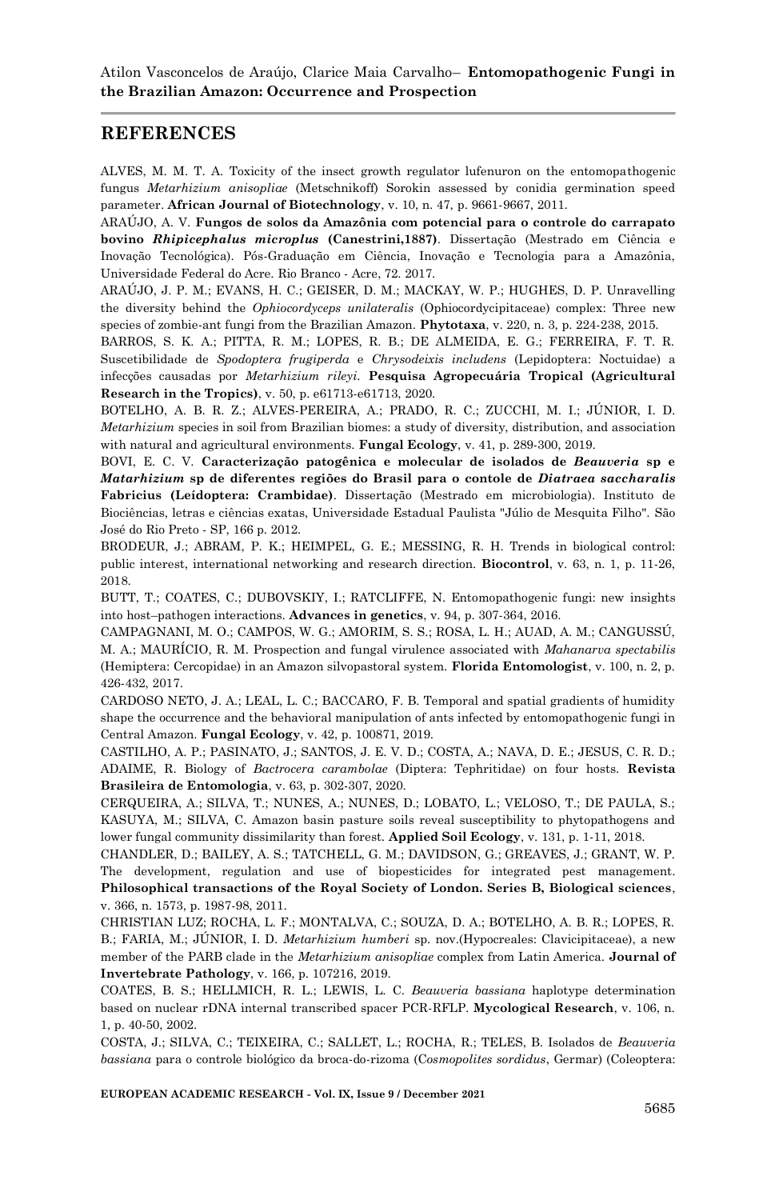## REFERENCES

ALVES, M. M. T. A. Toxicity of the insect growth regulator lufenuron on the entomopathogenic fungus *Metarhizium anisopliae* (Metschnikoff) Sorokin assessed by conidia germination speed parameter. **African Journal of Biotechnology**, v. 10, n. 47, p. 9661-9667, 2011.

ARAÚJO, A. V. **Fungos de solos da Amazônia com potencial para o controle do carrapato bovino *Rhipicephalus microplus* (Canestrini,1887)**. Dissertação (Mestrado em Ciência e Inovação Tecnológica). Pós-Graduação em Ciência, Inovação e Tecnologia para a Amazônia, Universidade Federal do Acre. Rio Branco - Acre, 72. 2017.

ARAÚJO, J. P. M.; EVANS, H. C.; GEISER, D. M.; MACKAY, W. P.; HUGHES, D. P. Unravelling the diversity behind the *Ophiocordyceps unilateralis* (Ophiocordycipitaceae) complex: Three new species of zombie-ant fungi from the Brazilian Amazon. **Phytotaxa**, v. 220, n. 3, p. 224-238, 2015.

BARROS, S. K. A.; PITTA, R. M.; LOPES, R. B.; DE ALMEIDA, E. G.; FERREIRA, F. T. R. Suscetibilidade de *Spodoptera frugiperda* e *Chrysodeixis includens* (Lepidoptera: Noctuidae) a infecções causadas por *Metarhizium rileyi*. **Pesquisa Agropecuária Tropical (Agricultural Research in the Tropics)**, v. 50, p. e61713-e61713, 2020.

BOTELHO, A. B. R. Z.; ALVES-PEREIRA, A.; PRADO, R. C.; ZUCCHI, M. I.; JÚNIOR, I. D. *Metarhizium* species in soil from Brazilian biomes: a study of diversity, distribution, and association with natural and agricultural environments. **Fungal Ecology**, v. 41, p. 289-300, 2019.

BOVI, E. C. V. **Caracterização patogênica e molecular de isolados de *Beauveria* sp e *Matarhizium* sp de diferentes regiões do Brasil para o contole de *Diatraea saccharalis* Fabricius (Leídoptera: Crambidae)**. Dissertação (Mestrado em microbiologia). Instituto de Biociências, letras e ciências exatas, Universidade Estadual Paulista "Júlio de Mesquita Filho". São José do Rio Preto - SP, 166 p. 2012.

BRODEUR, J.; ABRAM, P. K.; HEIMPEL, G. E.; MESSING, R. H. Trends in biological control: public interest, international networking and research direction. **Biocontrol**, v. 63, n. 1, p. 11-26, 2018.

BUTT, T.; COATES, C.; DUBOVSKIY, I.; RATCLIFFE, N. Entomopathogenic fungi: new insights into host–pathogen interactions. **Advances in genetics**, v. 94, p. 307-364, 2016.

CAMPAGNANI, M. O.; CAMPOS, W. G.; AMORIM, S. S.; ROSA, L. H.; AUAD, A. M.; CANGUSSÚ, M. A.; MAURÍCIO, R. M. Prospection and fungal virulence associated with *Mahanarva spectabilis* (Hemiptera: Cercopidae) in an Amazon silvopastoral system. **Florida Entomologist**, v. 100, n. 2, p. 426-432, 2017.

CARDOSO NETO, J. A.; LEAL, L. C.; BACCARO, F. B. Temporal and spatial gradients of humidity shape the occurrence and the behavioral manipulation of ants infected by entomopathogenic fungi in Central Amazon. **Fungal Ecology**, v. 42, p. 100871, 2019.

CASTILHO, A. P.; PASINATO, J.; SANTOS, J. E. V. D.; COSTA, A.; NAVA, D. E.; JESUS, C. R. D.; ADAIME, R. Biology of *Bactrocera carambolae* (Diptera: Tephritidae) on four hosts. **Revista Brasileira de Entomologia**, v. 63, p. 302-307, 2020.

CERQUEIRA, A.; SILVA, T.; NUNES, A.; NUNES, D.; LOBATO, L.; VELOSO, T.; DE PAULA, S.; KASUYA, M.; SILVA, C. Amazon basin pasture soils reveal susceptibility to phytopathogens and lower fungal community dissimilarity than forest. **Applied Soil Ecology**, v. 131, p. 1-11, 2018.

CHANDLER, D.; BAILEY, A. S.; TATCHELL, G. M.; DAVIDSON, G.; GREAVES, J.; GRANT, W. P. The development, regulation and use of biopesticides for integrated pest management. **Philosophical transactions of the Royal Society of London. Series B, Biological sciences**, v. 366, n. 1573, p. 1987-98, 2011.

CHRISTIAN LUZ; ROCHA, L. F.; MONTALVA, C.; SOUZA, D. A.; BOTELHO, A. B. R.; LOPES, R. B.; FARIA, M.; JÚNIOR, I. D. *Metarhizium humberi* sp. nov.(Hypocreales: Clavicipitaceae), a new member of the PARB clade in the *Metarhizium anisopliae* complex from Latin America. **Journal of Invertebrate Pathology**, v. 166, p. 107216, 2019.

COATES, B. S.; HELLMICH, R. L.; LEWIS, L. C. *Beauveria bassiana* haplotype determination based on nuclear rDNA internal transcribed spacer PCR-RFLP. **Mycological Research**, v. 106, n. 1, p. 40-50, 2002.

COSTA, J.; SILVA, C.; TEIXEIRA, C.; SALLET, L.; ROCHA, R.; TELES, B. Isolados de *Beauveria bassiana* para o controle biológico da broca-do-rizoma (*Cosmopolites sordidus*, Germar) (Coleoptera: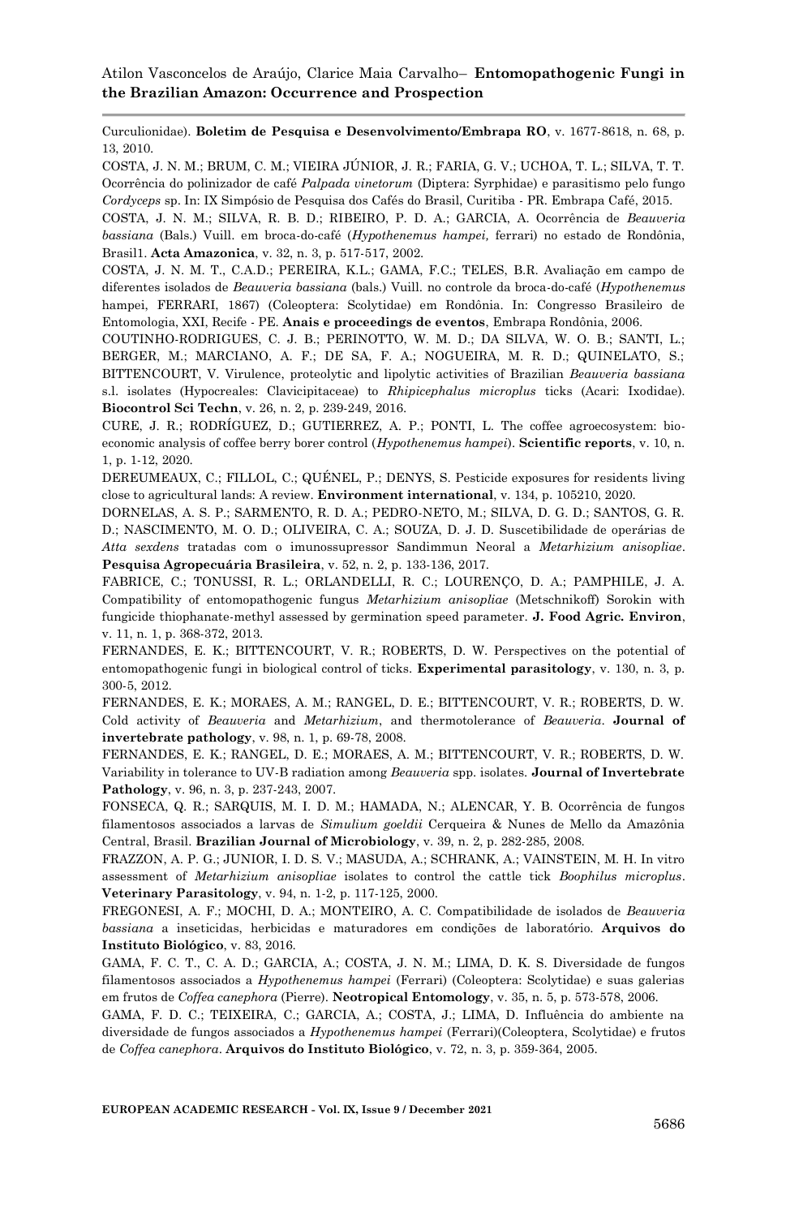Curculionidae). **Boletim de Pesquisa e Desenvolvimento/Embrapa RO**, v. 1677-8618, n. 68, p. 13, 2010.

COSTA, J. N. M.; BRUM, C. M.; VIEIRA JÚNIOR, J. R.; FARIA, G. V.; UCHOA, T. L.; SILVA, T. T. Ocorrência do polinizador de café *Palpada vinetorum* (Diptera: Syrphidae) e parasitismo pelo fungo *Cordyceps* sp. In: IX Simpósio de Pesquisa dos Cafés do Brasil, Curitiba - PR. Embrapa Café, 2015.

COSTA, J. N. M.; SILVA, R. B. D.; RIBEIRO, P. D. A.; GARCIA, A. Ocorrência de *Beauveria bassiana* (Bals.) Vuill. em broca-do-café (*Hypothenemus hampei,* ferrari) no estado de Rondônia, Brasil1. **Acta Amazonica**, v. 32, n. 3, p. 517-517, 2002.

COSTA, J. N. M. T., C.A.D.; PEREIRA, K.L.; GAMA, F.C.; TELES, B.R. Avaliação em campo de diferentes isolados de *Beauveria bassiana* (bals.) Vuill. no controle da broca-do-café (*Hypothenemus* hampei, FERRARI, 1867) (Coleoptera: Scolytidae) em Rondônia. In: Congresso Brasileiro de Entomologia, XXI, Recife - PE. **Anais e proceedings de eventos**, Embrapa Rondônia, 2006.

COUTINHO-RODRIGUES, C. J. B.; PERINOTTO, W. M. D.; DA SILVA, W. O. B.; SANTI, L.; BERGER, M.; MARCIANO, A. F.; DE SA, F. A.; NOGUEIRA, M. R. D.; QUINELATO, S.; BITTENCOURT, V. Virulence, proteolytic and lipolytic activities of Brazilian *Beauveria bassiana* s.l. isolates (Hypocreales: Clavicipitaceae) to *Rhipicephalus microplus* ticks (Acari: Ixodidae). **Biocontrol Sci Techn**, v. 26, n. 2, p. 239-249, 2016.

CURE, J. R.; RODRÍGUEZ, D.; GUTIERREZ, A. P.; PONTI, L. The coffee agroecosystem: bio-economic analysis of coffee berry borer control (*Hypothenemus hampei*). **Scientific reports**, v. 10, n. 1, p. 1-12, 2020.

DEREUMEAUX, C.; FILLOL, C.; QUÉNEL, P.; DENYS, S. Pesticide exposures for residents living close to agricultural lands: A review. **Environment international**, v. 134, p. 105210, 2020.

DORNELAS, A. S. P.; SARMENTO, R. D. A.; PEDRO-NETO, M.; SILVA, D. G. D.; SANTOS, G. R. D.; NASCIMENTO, M. O. D.; OLIVEIRA, C. A.; SOUZA, D. J. D. Suscetibilidade de operárias de *Atta sexdens* tratadas com o imunossupressor Sandimmun Neoral a *Metarhizium anisopliae*. **Pesquisa Agropecuária Brasileira**, v. 52, n. 2, p. 133-136, 2017.

FABRICE, C.; TONUSSI, R. L.; ORLANDELLI, R. C.; LOURENÇO, D. A.; PAMPHILE, J. A. Compatibility of entomopathogenic fungus *Metarhizium anisopliae* (Metschnikoff) Sorokin with fungicide thiophanate-methyl assessed by germination speed parameter. **J. Food Agric. Environ**, v. 11, n. 1, p. 368-372, 2013.

FERNANDES, E. K.; BITTENCOURT, V. R.; ROBERTS, D. W. Perspectives on the potential of entomopathogenic fungi in biological control of ticks. **Experimental parasitology**, v. 130, n. 3, p. 300-5, 2012.

FERNANDES, E. K.; MORAES, A. M.; RANGEL, D. E.; BITTENCOURT, V. R.; ROBERTS, D. W. Cold activity of *Beauveria* and *Metarhizium*, and thermotolerance of *Beauveria*. **Journal of invertebrate pathology**, v. 98, n. 1, p. 69-78, 2008.

FERNANDES, E. K.; RANGEL, D. E.; MORAES, A. M.; BITTENCOURT, V. R.; ROBERTS, D. W. Variability in tolerance to UV-B radiation among *Beauveria* spp. isolates. **Journal of Invertebrate Pathology**, v. 96, n. 3, p. 237-243, 2007.

FONSECA, Q. R.; SARQUIS, M. I. D. M.; HAMADA, N.; ALENCAR, Y. B. Ocorrência de fungos filamentosos associados a larvas de *Simulium goeldii* Cerqueira & Nunes de Mello da Amazônia Central, Brasil. **Brazilian Journal of Microbiology**, v. 39, n. 2, p. 282-285, 2008.

FRAZZON, A. P. G.; JUNIOR, I. D. S. V.; MASUDA, A.; SCHRANK, A.; VAINSTEIN, M. H. In vitro assessment of *Metarhizium anisopliae* isolates to control the cattle tick *Boophilus microplus*. **Veterinary Parasitology**, v. 94, n. 1-2, p. 117-125, 2000.

FREGONESI, A. F.; MOCHI, D. A.; MONTEIRO, A. C. Compatibilidade de isolados de *Beauveria bassiana* a inseticidas, herbicidas e maturadores em condições de laboratório. **Arquivos do Instituto Biológico**, v. 83, 2016.

GAMA, F. C. T., C. A. D.; GARCIA, A.; COSTA, J. N. M.; LIMA, D. K. S. Diversidade de fungos filamentosos associados a *Hypothenemus hampei* (Ferrari) (Coleoptera: Scolytidae) e suas galerias em frutos de *Coffea canephora* (Pierre). **Neotropical Entomology**, v. 35, n. 5, p. 573-578, 2006.

GAMA, F. D. C.; TEIXEIRA, C.; GARCIA, A.; COSTA, J.; LIMA, D. Influência do ambiente na diversidade de fungos associados a *Hypothenemus hampei* (Ferrari)(Coleoptera, Scolytidae) e frutos de *Coffea canephora*. **Arquivos do Instituto Biológico**, v. 72, n. 3, p. 359-364, 2005.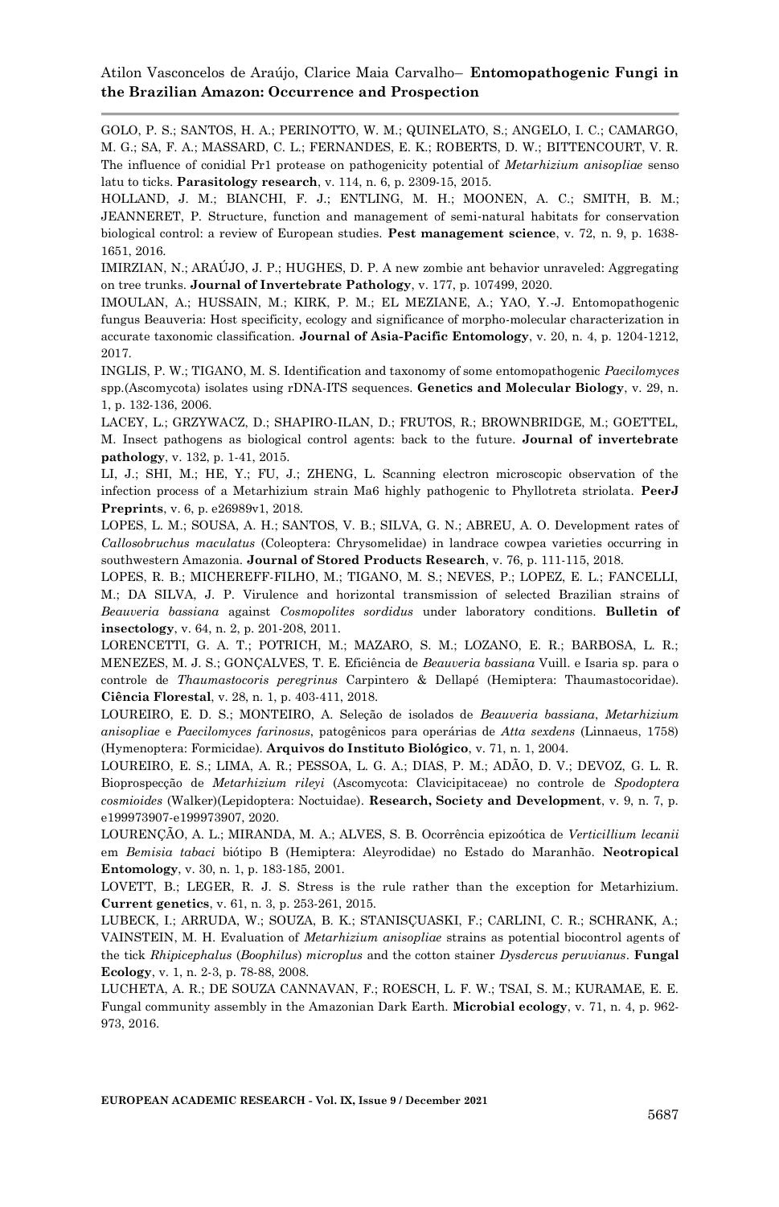GOLO, P. S.; SANTOS, H. A.; PERINOTTO, W. M.; QUINELATO, S.; ANGELO, I. C.; CAMARGO, M. G.; SA, F. A.; MASSARD, C. L.; FERNANDES, E. K.; ROBERTS, D. W.; BITTENCOURT, V. R. The influence of conidial Pr1 protease on pathogenicity potential of *Metarhizium anisopliae* senso latu to ticks. **Parasitology research**, v. 114, n. 6, p. 2309-15, 2015.

HOLLAND, J. M.; BIANCHI, F. J.; ENTLING, M. H.; MOONEN, A. C.; SMITH, B. M.; JEANNERET, P. Structure, function and management of semi-natural habitats for conservation biological control: a review of European studies. **Pest management science**, v. 72, n. 9, p. 1638-1651, 2016.

IMIRZIAN, N.; ARAÚJO, J. P.; HUGHES, D. P. A new zombie ant behavior unraveled: Aggregating on tree trunks. **Journal of Invertebrate Pathology**, v. 177, p. 107499, 2020.

IMOULAN, A.; HUSSAIN, M.; KIRK, P. M.; EL MEZIANE, A.; YAO, Y.-J. Entomopathogenic fungus Beauveria: Host specificity, ecology and significance of morpho-molecular characterization in accurate taxonomic classification. **Journal of Asia-Pacific Entomology**, v. 20, n. 4, p. 1204-1212, 2017.

INGLIS, P. W.; TIGANO, M. S. Identification and taxonomy of some entomopathogenic *Paecilomyces* spp.(Ascomycota) isolates using rDNA-ITS sequences. **Genetics and Molecular Biology**, v. 29, n. 1, p. 132-136, 2006.

LACEY, L.; GRZYWACZ, D.; SHAPIRO-ILAN, D.; FRUTOS, R.; BROWNBRIDGE, M.; GOETTEL, M. Insect pathogens as biological control agents: back to the future. **Journal of invertebrate pathology**, v. 132, p. 1-41, 2015.

LI, J.; SHI, M.; HE, Y.; FU, J.; ZHENG, L. Scanning electron microscopic observation of the infection process of a Metarhizium strain Ma6 highly pathogenic to Phyllotreta striolata. **PeerJ Preprints**, v. 6, p. e26989v1, 2018.

LOPES, L. M.; SOUSA, A. H.; SANTOS, V. B.; SILVA, G. N.; ABREU, A. O. Development rates of *Callosobruchus maculatus* (Coleoptera: Chrysomelidae) in landrace cowpea varieties occurring in southwestern Amazonia. **Journal of Stored Products Research**, v. 76, p. 111-115, 2018.

LOPES, R. B.; MICHEREFF-FILHO, M.; TIGANO, M. S.; NEVES, P.; LOPEZ, E. L.; FANCELLI, M.; DA SILVA, J. P. Virulence and horizontal transmission of selected Brazilian strains of *Beauveria bassiana* against *Cosmopolites sordidus* under laboratory conditions. **Bulletin of insectology**, v. 64, n. 2, p. 201-208, 2011.

LORENCETTI, G. A. T.; POTRICH, M.; MAZARO, S. M.; LOZANO, E. R.; BARBOSA, L. R.; MENEZES, M. J. S.; GONÇALVES, T. E. Eficiência de *Beauveria bassiana* Vuill. e Isaria sp. para o controle de *Thaumastocoris peregrinus* Carpintero & Dellapé (Hemiptera: Thaumastocoridae). **Ciência Florestal**, v. 28, n. 1, p. 403-411, 2018.

LOUREIRO, E. D. S.; MONTEIRO, A. Seleção de isolados de *Beauveria bassiana*, *Metarhizium anisopliae* e *Paecilomyces farinosus*, patogênicos para operárias de *Atta sexdens* (Linnaeus, 1758) (Hymenoptera: Formicidae). **Arquivos do Instituto Biológico**, v. 71, n. 1, 2004.

LOUREIRO, E. S.; LIMA, A. R.; PESSOA, L. G. A.; DIAS, P. M.; ADÃO, D. V.; DEVOZ, G. L. R. Bioprospecção de *Metarhizium rileyi* (Ascomycota: Clavicipitaceae) no controle de *Spodoptera cosmioides* (Walker)(Lepidoptera: Noctuidae). **Research, Society and Development**, v. 9, n. 7, p. e199973907-e199973907, 2020.

LOURENÇÃO, A. L.; MIRANDA, M. A.; ALVES, S. B. Ocorrência epizoótica de *Verticillium lecanii* em *Bemisia tabaci* biótipo B (Hemiptera: Aleyrodidae) no Estado do Maranhão. **Neotropical Entomology**, v. 30, n. 1, p. 183-185, 2001.

LOVETT, B.; LEGER, R. J. S. Stress is the rule rather than the exception for Metarhizium. **Current genetics**, v. 61, n. 3, p. 253-261, 2015.

LUBECK, I.; ARRUDA, W.; SOUZA, B. K.; STANISÇUASKI, F.; CARLINI, C. R.; SCHRANK, A.; VAINSTEIN, M. H. Evaluation of *Metarhizium anisopliae* strains as potential biocontrol agents of the tick *Rhipicephalus* (*Boophilus*) *microplus* and the cotton stainer *Dysdercus peruvianus*. **Fungal Ecology**, v. 1, n. 2-3, p. 78-88, 2008.

LUCHETA, A. R.; DE SOUZA CANNAVAN, F.; ROESCH, L. F. W.; TSAI, S. M.; KURAMAE, E. E. Fungal community assembly in the Amazonian Dark Earth. **Microbial ecology**, v. 71, n. 4, p. 962-973, 2016.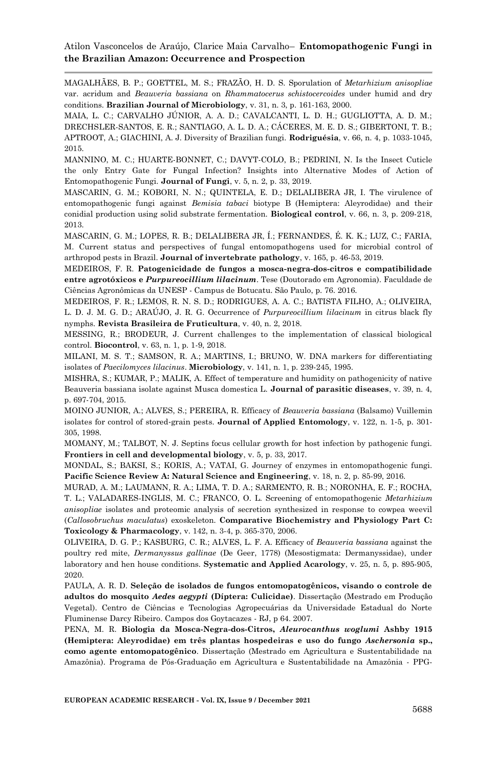MAGALHÃES, B. P.; GOETTEL, M. S.; FRAZÃO, H. D. S. Sporulation of *Metarhizium anisopliae* var. acridum and *Beauveria bassiana* on *Rhammatocerus schistocercoides* under humid and dry conditions. **Brazilian Journal of Microbiology**, v. 31, n. 3, p. 161-163, 2000.

MAIA, L. C.; CARVALHO JÚNIOR, A. A. D.; CAVALCANTI, L. D. H.; GUGLIOTTA, A. D. M.; DRECHSLER-SANTOS, E. R.; SANTIAGO, A. L. D. A.; CÁCERES, M. E. D. S.; GIBERTONI, T. B.; APTROOT, A.; GIACHINI, A. J. Diversity of Brazilian fungi. **Rodriguésia**, v. 66, n. 4, p. 1033-1045, 2015.

MANNINO, M. C.; HUARTE-BONNET, C.; DAVYT-COLO, B.; PEDRINI, N. Is the Insect Cuticle the only Entry Gate for Fungal Infection? Insights into Alternative Modes of Action of Entomopathogenic Fungi. **Journal of Fungi**, v. 5, n. 2, p. 33, 2019.

MASCARIN, G. M.; KOBORI, N. N.; QUINTELA, E. D.; DELALIBERA JR, I. The virulence of entomopathogenic fungi against *Bemisia tabaci* biotype B (Hemiptera: Aleyrodidae) and their conidial production using solid substrate fermentation. **Biological control**, v. 66, n. 3, p. 209-218, 2013.

MASCARIN, G. M.; LOPES, R. B.; DELALIBERA JR, Í.; FERNANDES, É. K. K.; LUZ, C.; FARIA, M. Current status and perspectives of fungal entomopathogens used for microbial control of arthropod pests in Brazil. **Journal of invertebrate pathology**, v. 165, p. 46-53, 2019.

MEDEIROS, F. R. **Patogenicidade de fungos a mosca-negra-dos-citros e compatibilidade entre agrotóxicos e *Purpureocillium lilacinum***. Tese (Doutorado em Agronomia). Faculdade de Ciências Agronômicas da UNESP - Campus de Botucatu. São Paulo, p. 76. 2016.

MEDEIROS, F. R.; LEMOS, R. N. S. D.; RODRIGUES, A. A. C.; BATISTA FILHO, A.; OLIVEIRA, L. D. J. M. G. D.; ARAÚJO, J. R. G. Occurrence of *Purpureocillium lilacinum* in citrus black fly nymphs. **Revista Brasileira de Fruticultura**, v. 40, n. 2, 2018.

MESSING, R.; BRODEUR, J. Current challenges to the implementation of classical biological control. **Biocontrol**, v. 63, n. 1, p. 1-9, 2018.

MILANI, M. S. T.; SAMSON, R. A.; MARTINS, I.; BRUNO, W. DNA markers for differentiating isolates of *Paecilomyces lilacinus*. **Microbiology**, v. 141, n. 1, p. 239-245, 1995.

MISHRA, S.; KUMAR, P.; MALIK, A. Effect of temperature and humidity on pathogenicity of native Beauveria bassiana isolate against Musca domestica L. **Journal of parasitic diseases**, v. 39, n. 4, p. 697-704, 2015.

MOINO JUNIOR, A.; ALVES, S.; PEREIRA, R. Efficacy of *Beauveria bassiana* (Balsamo) Vuillemin isolates for control of stored-grain pests. **Journal of Applied Entomology**, v. 122, n. 1-5, p. 301-305, 1998.

MOMANY, M.; TALBOT, N. J. Septins focus cellular growth for host infection by pathogenic fungi. **Frontiers in cell and developmental biology**, v. 5, p. 33, 2017.

MONDAL, S.; BAKSI, S.; KORIS, A.; VATAI, G. Journey of enzymes in entomopathogenic fungi. **Pacific Science Review A: Natural Science and Engineering**, v. 18, n. 2, p. 85-99, 2016.

MURAD, A. M.; LAUMANN, R. A.; LIMA, T. D. A.; SARMENTO, R. B.; NORONHA, E. F.; ROCHA, T. L.; VALADARES-INGLIS, M. C.; FRANCO, O. L. Screening of entomopathogenic *Metarhizium anisopliae* isolates and proteomic analysis of secretion synthesized in response to cowpea weevil (*Callosobruchus maculatus*) exoskeleton. **Comparative Biochemistry and Physiology Part C: Toxicology & Pharmacology**, v. 142, n. 3-4, p. 365-370, 2006.

OLIVEIRA, D. G. P.; KASBURG, C. R.; ALVES, L. F. A. Efficacy of *Beauveria bassiana* against the poultry red mite, *Dermanyssus gallinae* (De Geer, 1778) (Mesostigmata: Dermanyssidae), under laboratory and hen house conditions. **Systematic and Applied Acarology**, v. 25, n. 5, p. 895-905, 2020.

PAULA, A. R. D. **Seleção de isolados de fungos entomopatogênicos, visando o controle de adultos do mosquito *Aedes aegypti* (Díptera: Culicidae)**. Dissertação (Mestrado em Produção Vegetal). Centro de Ciências e Tecnologias Agropecuárias da Universidade Estadual do Norte Fluminense Darcy Ribeiro. Campos dos Goytacazes - RJ, p 64. 2007.

PENA, M. R. **Biologia da Mosca-Negra-dos-Citros, *Aleurocanthus woglumi* Ashby 1915 (Hemiptera: Aleyrodidae) em três plantas hospedeiras e uso do fungo *Aschersonia* sp., como agente entomopatogênico**. Dissertação (Mestrado em Agricultura e Sustentabilidade na Amazônia). Programa de Pós-Graduação em Agricultura e Sustentabilidade na Amazônia - PPG-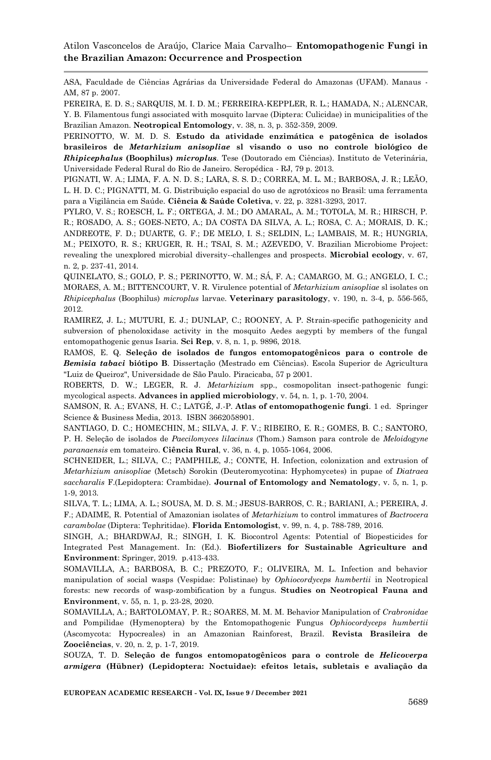ASA, Faculdade de Ciências Agrárias da Universidade Federal do Amazonas (UFAM). Manaus - AM, 87 p. 2007.

PEREIRA, E. D. S.; SARQUIS, M. I. D. M.; FERREIRA-KEPPLER, R. L.; HAMADA, N.; ALENCAR, Y. B. Filamentous fungi associated with mosquito larvae (Diptera: Culicidae) in municipalities of the Brazilian Amazon. **Neotropical Entomology**, v. 38, n. 3, p. 352-359, 2009.

PERINOTTO, W. M. D. S. **Estudo da atividade enzimática e patogênica de isolados brasileiros de *Metarhizium anisopliae* sl visando o uso no controle biológico de *Rhipicephalus* (Boophilus) *microplus***. Tese (Doutorado em Ciências). Instituto de Veterinária, Universidade Federal Rural do Rio de Janeiro. Seropédica - RJ, 79 p. 2013.

PIGNATI, W. A.; LIMA, F. A. N. D. S.; LARA, S. S. D.; CORREA, M. L. M.; BARBOSA, J. R.; LEÃO, L. H. D. C.; PIGNATTI, M. G. Distribuição espacial do uso de agrotóxicos no Brasil: uma ferramenta para a Vigilância em Saúde. **Ciência & Saúde Coletiva**, v. 22, p. 3281-3293, 2017.

PYLRO, V. S.; ROESCH, L. F.; ORTEGA, J. M.; DO AMARAL, A. M.; TOTOLA, M. R.; HIRSCH, P. R.; ROSADO, A. S.; GOES-NETO, A.; DA COSTA DA SILVA, A. L.; ROSA, C. A.; MORAIS, D. K.; ANDREOTE, F. D.; DUARTE, G. F.; DE MELO, I. S.; SELDIN, L.; LAMBAIS, M. R.; HUNGRIA, M.; PEIXOTO, R. S.; KRUGER, R. H.; TSAI, S. M.; AZEVEDO, V. Brazilian Microbiome Project: revealing the unexplored microbial diversity--challenges and prospects. **Microbial ecology**, v. 67, n. 2, p. 237-41, 2014.

QUINELATO, S.; GOLO, P. S.; PERINOTTO, W. M.; SÁ, F. A.; CAMARGO, M. G.; ANGELO, I. C.; MORAES, A. M.; BITTENCOURT, V. R. Virulence potential of *Metarhizium anisopliae* sl isolates on *Rhipicephalus* (Boophilus) *microplus* larvae. **Veterinary parasitology**, v. 190, n. 3-4, p. 556-565, 2012.

RAMIREZ, J. L.; MUTURI, E. J.; DUNLAP, C.; ROONEY, A. P. Strain-specific pathogenicity and subversion of phenoloxidase activity in the mosquito Aedes aegypti by members of the fungal entomopathogenic genus Isaria. **Sci Rep**, v. 8, n. 1, p. 9896, 2018.

RAMOS, E. Q. **Seleção de isolados de fungos entomopatogênicos para o controle de *Bemisia tabaci* biótipo B**. Dissertação (Mestrado em Ciências). Escola Superior de Agricultura "Luiz de Queiroz", Universidade de São Paulo. Piracicaba, 57 p 2001.

ROBERTS, D. W.; LEGER, R. J. *Metarhizium* spp., cosmopolitan insect-pathogenic fungi: mycological aspects. **Advances in applied microbiology**, v. 54, n. 1, p. 1-70, 2004.

SAMSON, R. A.; EVANS, H. C.; LATGÉ, J.-P. **Atlas of entomopathogenic fungi**. 1 ed. Springer Science & Business Media, 2013. ISBN 3662058901.

SANTIAGO, D. C.; HOMECHIN, M.; SILVA, J. F. V.; RIBEIRO, E. R.; GOMES, B. C.; SANTORO, P. H. Seleção de isolados de *Paecilomyces lilacinus* (Thom.) Samson para controle de *Meloidogyne paranaensis* em tomateiro. **Ciência Rural**, v. 36, n. 4, p. 1055-1064, 2006.

SCHNEIDER, L.; SILVA, C.; PAMPHILE, J.; CONTE, H. Infection, colonization and extrusion of *Metarhizium anisopliae* (Metsch) Sorokin (Deuteromycotina: Hyphomycetes) in pupae of *Diatraea saccharalis* F.(Lepidoptera: Crambidae). **Journal of Entomology and Nematology**, v. 5, n. 1, p. 1-9, 2013.

SILVA, T. L.; LIMA, A. L.; SOUSA, M. D. S. M.; JESUS-BARROS, C. R.; BARIANI, A.; PEREIRA, J. F.; ADAIME, R. Potential of Amazonian isolates of *Metarhizium* to control immatures of *Bactrocera carambolae* (Diptera: Tephritidae). **Florida Entomologist**, v. 99, n. 4, p. 788-789, 2016.

SINGH, A.; BHARDWAJ, R.; SINGH, I. K. Biocontrol Agents: Potential of Biopesticides for Integrated Pest Management. In: (Ed.). **Biofertilizers for Sustainable Agriculture and Environment**: Springer, 2019. p.413-433.

SOMAVILLA, A.; BARBOSA, B. C.; PREZOTO, F.; OLIVEIRA, M. L. Infection and behavior manipulation of social wasps (Vespidae: Polistinae) by *Ophiocordyceps humbertii* in Neotropical forests: new records of wasp-zombification by a fungus. **Studies on Neotropical Fauna and Environment**, v. 55, n. 1, p. 23-28, 2020.

SOMAVILLA, A.; BARTOLOMAY, P. R.; SOARES, M. M. M. Behavior Manipulation of *Crabronidae* and Pompilidae (Hymenoptera) by the Entomopathogenic Fungus *Ophiocordyceps humbertii* (Ascomycota: Hypocreales) in an Amazonian Rainforest, Brazil. **Revista Brasileira de Zoociências**, v. 20, n. 2, p. 1-7, 2019.

SOUZA, T. D. **Seleção de fungos entomopatogênicos para o controle de *Helicoverpa armigera* (Hübner) (Lepidoptera: Noctuidae): efeitos letais, subletais e avaliação da**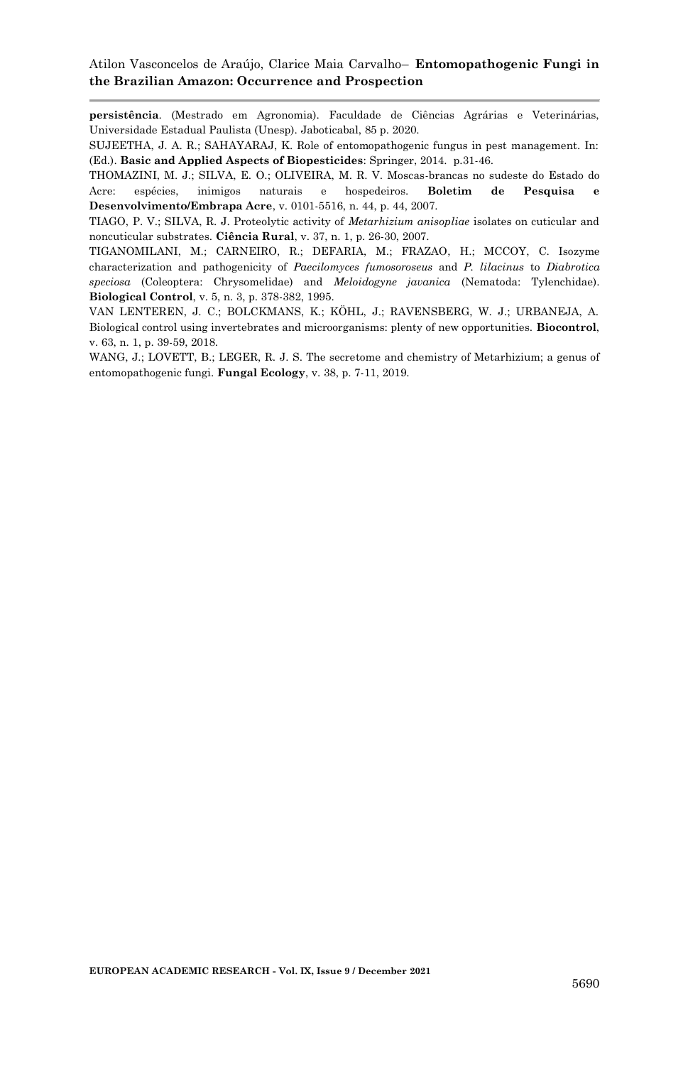**persistência**. (Mestrado em Agronomia). Faculdade de Ciências Agrárias e Veterinárias, Universidade Estadual Paulista (Unesp). Jaboticabal, 85 p. 2020.

SUJEETHA, J. A. R.; SAHAYARAJ, K. Role of entomopathogenic fungus in pest management. In: (Ed.). **Basic and Applied Aspects of Biopesticides**: Springer, 2014. p.31-46.

THOMAZINI, M. J.; SILVA, E. O.; OLIVEIRA, M. R. V. Moscas-brancas no sudeste do Estado do Acre: espécies, inimigos naturais e hospedeiros. **Boletim de Pesquisa e Desenvolvimento/Embrapa Acre**, v. 0101-5516, n. 44, p. 44, 2007.

TIAGO, P. V.; SILVA, R. J. Proteolytic activity of *Metarhizium anisopliae* isolates on cuticular and noncuticular substrates. **Ciência Rural**, v. 37, n. 1, p. 26-30, 2007.

TIGANOMILANI, M.; CARNEIRO, R.; DEFARIA, M.; FRAZAO, H.; MCCOY, C. Isozyme characterization and pathogenicity of *Paecilomyces fumosoroseus* and *P. lilacinus* to *Diabrotica speciosa* (Coleoptera: Chrysomelidae) and *Meloidogyne javanica* (Nematoda: Tylenchidae). **Biological Control**, v. 5, n. 3, p. 378-382, 1995.

VAN LENTEREN, J. C.; BOLCKMANS, K.; KÖHL, J.; RAVENSBERG, W. J.; URBANEJA, A. Biological control using invertebrates and microorganisms: plenty of new opportunities. **Biocontrol**, v. 63, n. 1, p. 39-59, 2018.

WANG, J.; LOVETT, B.; LEGER, R. J. S. The secretome and chemistry of Metarhizium; a genus of entomopathogenic fungi. **Fungal Ecology**, v. 38, p. 7-11, 2019.